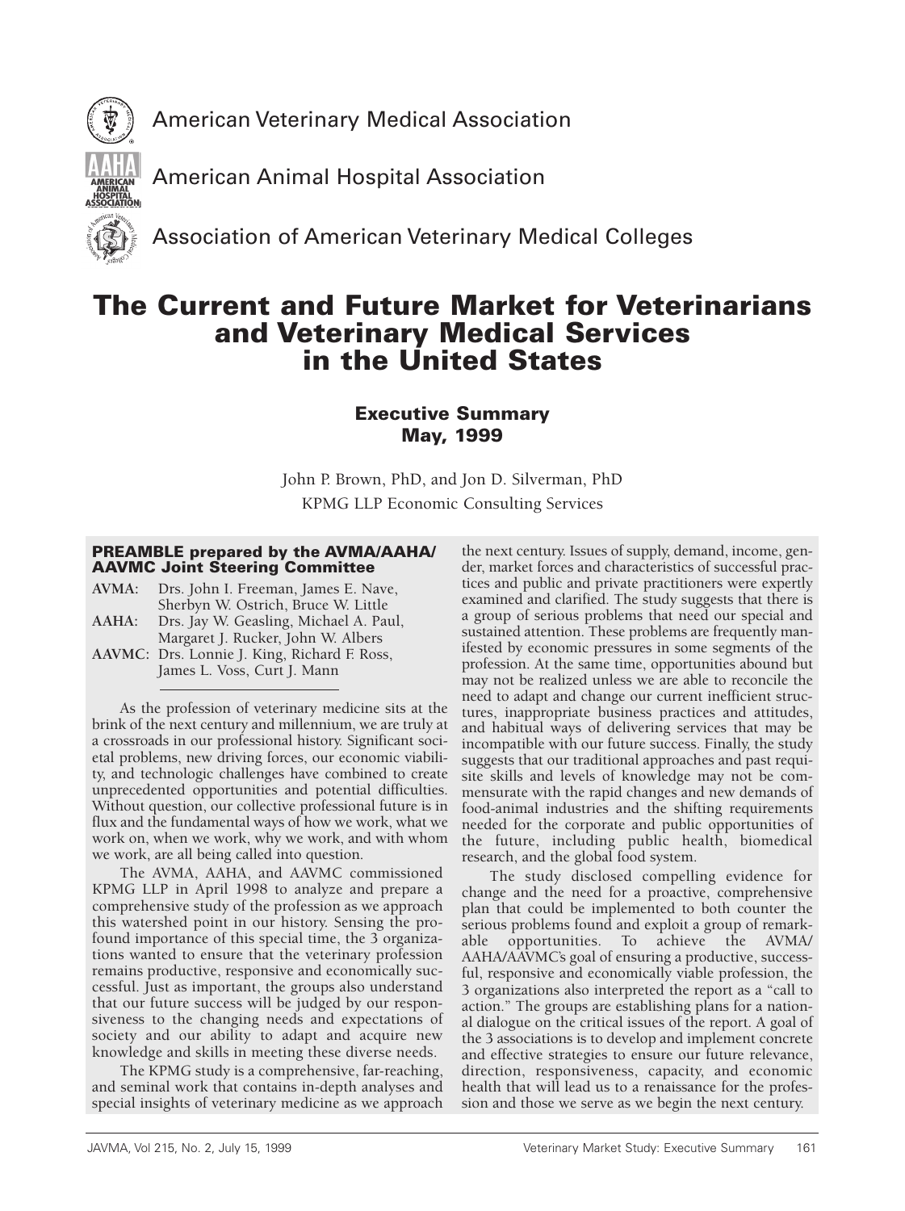American Veterinary Medical Association

American Animal Hospital Association

Association of American Veterinary Medical Colleges

# The Current and Future Market for Veterinarians and Veterinary Medical Services in the United States

## Executive Summary
## May, 1999

John P. Brown, PhD, and Jon D. Silverman, PhD
KPMG LLP Economic Consulting Services

### PREAMBLE prepared by the AVMA/AAHA/AAVMC Joint Steering Committee

**AVMA:** Drs. John I. Freeman, James E. Nave, Sherbyn W. Ostrich, Bruce W. Little
**AAHA:** Drs. Jay W. Geasling, Michael A. Paul, Margaret J. Rucker, John W. Albers
**AAVMC:** Drs. Lonnie J. King, Richard F. Ross, James L. Voss, Curt J. Mann

As the profession of veterinary medicine sits at the brink of the next century and millennium, we are truly at a crossroads in our professional history. Significant societal problems, new driving forces, our economic viability, and technologic challenges have combined to create unprecedented opportunities and potential difficulties. Without question, our collective professional future is in flux and the fundamental ways of how we work, what we work on, when we work, why we work, and with whom we work, are all being called into question.

The AVMA, AAHA, and AAVMC commissioned KPMG LLP in April 1998 to analyze and prepare a comprehensive study of the profession as we approach this watershed point in our history. Sensing the profound importance of this special time, the 3 organizations wanted to ensure that the veterinary profession remains productive, responsive and economically successful. Just as important, the groups also understand that our future success will be judged by our responsiveness to the changing needs and expectations of society and our ability to adapt and acquire new knowledge and skills in meeting these diverse needs.

The KPMG study is a comprehensive, far-reaching, and seminal work that contains in-depth analyses and special insights of veterinary medicine as we approach the next century. Issues of supply, demand, income, gender, market forces and characteristics of successful practices and public and private practitioners were expertly examined and clarified. The study suggests that there is a group of serious problems that need our special and sustained attention. These problems are frequently manifested by economic pressures in some segments of the profession. At the same time, opportunities abound but may not be realized unless we are able to reconcile the need to adapt and change our current inefficient structures, inappropriate business practices and attitudes, and habitual ways of delivering services that may be incompatible with our future success. Finally, the study suggests that our traditional approaches and past requisite skills and levels of knowledge may not be commensurate with the rapid changes and new demands of food-animal industries and the shifting requirements needed for the corporate and public opportunities of the future, including public health, biomedical research, and the global food system.

The study disclosed compelling evidence for change and the need for a proactive, comprehensive plan that could be implemented to both counter the serious problems found and exploit a group of remarkable opportunities. To achieve the AVMA/AAHA/AAVMC's goal of ensuring a productive, successful, responsive and economically viable profession, the 3 organizations also interpreted the report as a "call to action." The groups are establishing plans for a national dialogue on the critical issues of the report. A goal of the 3 associations is to develop and implement concrete and effective strategies to ensure our future relevance, direction, responsiveness, capacity, and economic health that will lead us to a renaissance for the profession and those we serve as we begin the next century.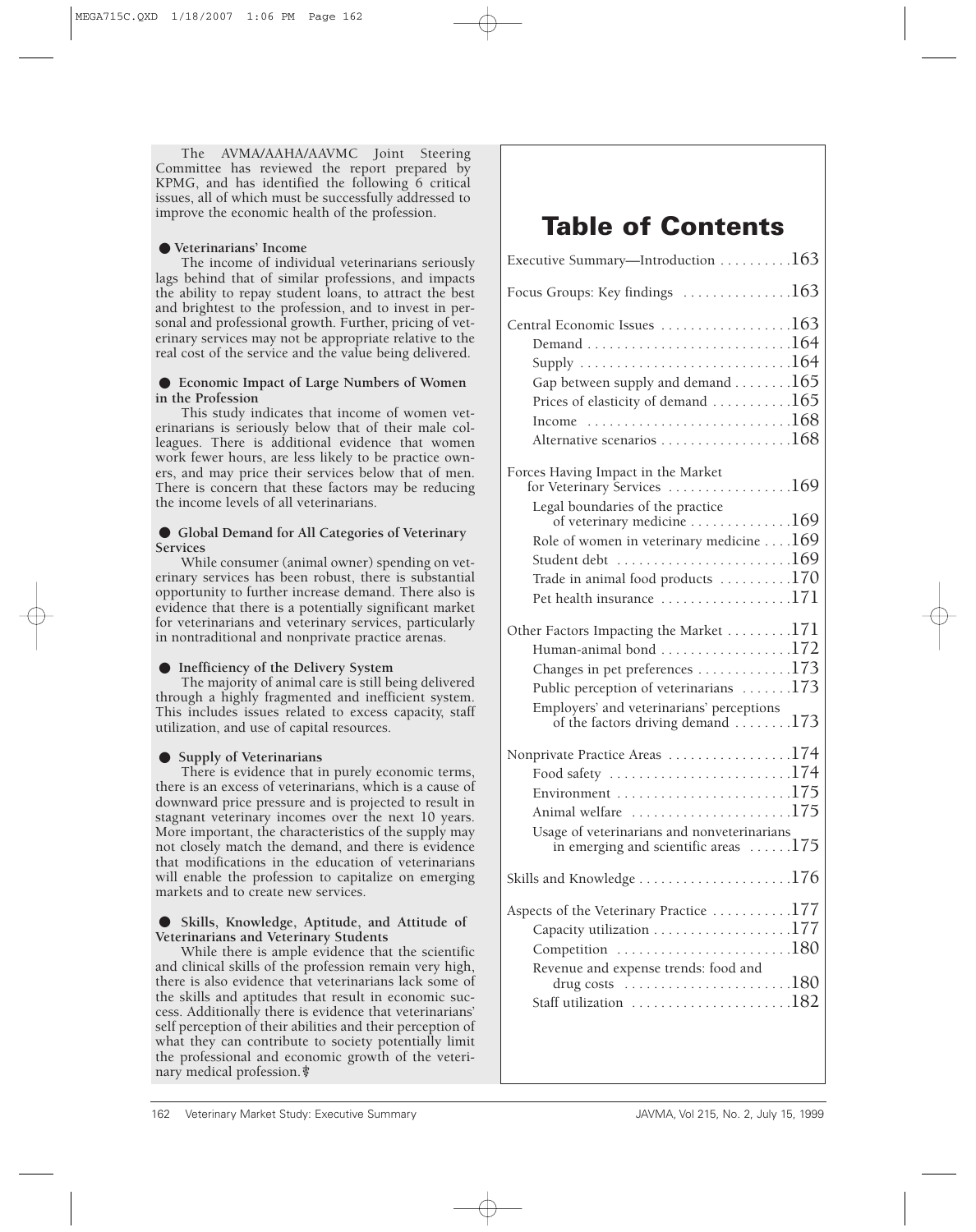The AVMA/AAHA/AAVMC Joint Steering Committee has reviewed the report prepared by KPMG, and has identified the following 6 critical issues, all of which must be successfully addressed to improve the economic health of the profession.

● **Veterinarians' Income**

The income of individual veterinarians seriously lags behind that of similar professions, and impacts the ability to repay student loans, to attract the best and brightest to the profession, and to invest in personal and professional growth. Further, pricing of veterinary services may not be appropriate relative to the real cost of the service and the value being delivered.

● **Economic Impact of Large Numbers of Women in the Profession**

This study indicates that income of women veterinarians is seriously below that of their male colleagues. There is additional evidence that women work fewer hours, are less likely to be practice owners, and may price their services below that of men. There is concern that these factors may be reducing the income levels of all veterinarians.

● **Global Demand for All Categories of Veterinary Services**

While consumer (animal owner) spending on veterinary services has been robust, there is substantial opportunity to further increase demand. There also is evidence that there is a potentially significant market for veterinarians and veterinary services, particularly in nontraditional and nonprivate practice arenas.

● **Inefficiency of the Delivery System**

The majority of animal care is still being delivered through a highly fragmented and inefficient system. This includes issues related to excess capacity, staff utilization, and use of capital resources.

● **Supply of Veterinarians**

There is evidence that in purely economic terms, there is an excess of veterinarians, which is a cause of downward price pressure and is projected to result in stagnant veterinary incomes over the next 10 years. More important, the characteristics of the supply may not closely match the demand, and there is evidence that modifications in the education of veterinarians will enable the profession to capitalize on emerging markets and to create new services.

● **Skills, Knowledge, Aptitude, and Attitude of Veterinarians and Veterinary Students**

While there is ample evidence that the scientific and clinical skills of the profession remain very high, there is also evidence that veterinarians lack some of the skills and aptitudes that result in economic success. Additionally there is evidence that veterinarians' self perception of their abilities and their perception of what they can contribute to society potentially limit the professional and economic growth of the veterinary medical profession.

# Table of Contents

- Executive Summary—Introduction .......... 163
- Focus Groups: Key findings .......... 163
- Central Economic Issues .......... 163
  - Demand .......... 164
  - Supply .......... 164
  - Gap between supply and demand .......... 165
  - Prices of elasticity of demand .......... 165
  - Income .......... 168
  - Alternative scenarios .......... 168
- Forces Having Impact in the Market for Veterinary Services .......... 169
  - Legal boundaries of the practice of veterinary medicine .......... 169
  - Role of women in veterinary medicine .......... 169
  - Student debt .......... 169
  - Trade in animal food products .......... 170
  - Pet health insurance .......... 171
- Other Factors Impacting the Market .......... 171
  - Human-animal bond .......... 172
  - Changes in pet preferences .......... 173
  - Public perception of veterinarians .......... 173
  - Employers' and veterinarians' perceptions of the factors driving demand .......... 173
- Nonprivate Practice Areas .......... 174
  - Food safety .......... 174
  - Environment .......... 175
  - Animal welfare .......... 175
  - Usage of veterinarians and nonveterinarians in emerging and scientific areas .......... 175
- Skills and Knowledge .......... 176
- Aspects of the Veterinary Practice .......... 177
  - Capacity utilization .......... 177
  - Competition .......... 180
  - Revenue and expense trends: food and drug costs .......... 180
  - Staff utilization .......... 182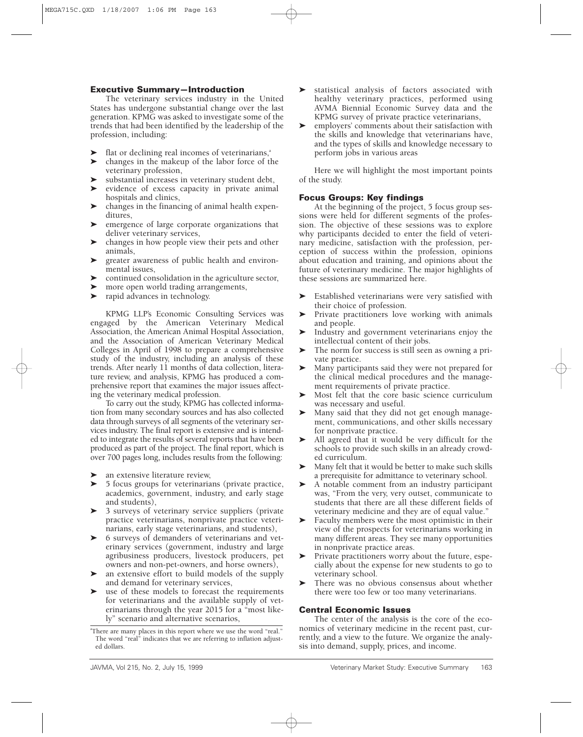## Executive Summary—Introduction

The veterinary services industry in the United States has undergone substantial change over the last generation. KPMG was asked to investigate some of the trends that had been identified by the leadership of the profession, including:

- flat or declining real incomes of veterinarians,[a]
- changes in the makeup of the labor force of the veterinary profession,
- substantial increases in veterinary student debt,
- evidence of excess capacity in private animal hospitals and clinics,
- changes in the financing of animal health expenditures,
- emergence of large corporate organizations that deliver veterinary services,
- changes in how people view their pets and other animals,
- greater awareness of public health and environmental issues,
- continued consolidation in the agriculture sector,
- more open world trading arrangements,
- rapid advances in technology.

KPMG LLP's Economic Consulting Services was engaged by the American Veterinary Medical Association, the American Animal Hospital Association, and the Association of American Veterinary Medical Colleges in April of 1998 to prepare a comprehensive study of the industry, including an analysis of these trends. After nearly 11 months of data collection, literature review, and analysis, KPMG has produced a comprehensive report that examines the major issues affecting the veterinary medical profession.

To carry out the study, KPMG has collected information from many secondary sources and has also collected data through surveys of all segments of the veterinary services industry. The final report is extensive and is intended to integrate the results of several reports that have been produced as part of the project. The final report, which is over 700 pages long, includes results from the following:

- an extensive literature review,
- 5 focus groups for veterinarians (private practice, academics, government, industry, and early stage and students),
- 3 surveys of veterinary service suppliers (private practice veterinarians, nonprivate practice veterinarians, early stage veterinarians, and students),
- 6 surveys of demanders of veterinarians and veterinary services (government, industry and large agribusiness producers, livestock producers, pet owners and non-pet-owners, and horse owners),
- an extensive effort to build models of the supply and demand for veterinary services,
- use of these models to forecast the requirements for veterinarians and the available supply of veterinarians through the year 2015 for a "most likely" scenario and alternative scenarios,
- statistical analysis of factors associated with healthy veterinary practices, performed using AVMA Biennial Economic Survey data and the KPMG survey of private practice veterinarians,
- employers' comments about their satisfaction with the skills and knowledge that veterinarians have, and the types of skills and knowledge necessary to perform jobs in various areas

Here we will highlight the most important points of the study.

[a] There are many places in this report where we use the word "real." The word "real" indicates that we are referring to inflation adjusted dollars.

## Focus Groups: Key findings

At the beginning of the project, 5 focus group sessions were held for different segments of the profession. The objective of these sessions was to explore why participants decided to enter the field of veterinary medicine, satisfaction with the profession, perception of success within the profession, opinions about education and training, and opinions about the future of veterinary medicine. The major highlights of these sessions are summarized here.

- Established veterinarians were very satisfied with their choice of profession.
- Private practitioners love working with animals and people.
- Industry and government veterinarians enjoy the intellectual content of their jobs.
- The norm for success is still seen as owning a private practice.
- Many participants said they were not prepared for the clinical medical procedures and the management requirements of private practice.
- Most felt that the core basic science curriculum was necessary and useful.
- Many said that they did not get enough management, communications, and other skills necessary for nonprivate practice.
- All agreed that it would be very difficult for the schools to provide such skills in an already crowded curriculum.
- Many felt that it would be better to make such skills a prerequisite for admittance to veterinary school.
- A notable comment from an industry participant was, "From the very, very outset, communicate to students that there are all these different fields of veterinary medicine and they are of equal value."
- Faculty members were the most optimistic in their view of the prospects for veterinarians working in many different areas. They see many opportunities in nonprivate practice areas.
- Private practitioners worry about the future, especially about the expense for new students to go to veterinary school.
- There was no obvious consensus about whether there were too few or too many veterinarians.

## Central Economic Issues

The center of the analysis is the core of the economics of veterinary medicine in the recent past, currently, and a view to the future. We organize the analysis into demand, supply, prices, and income.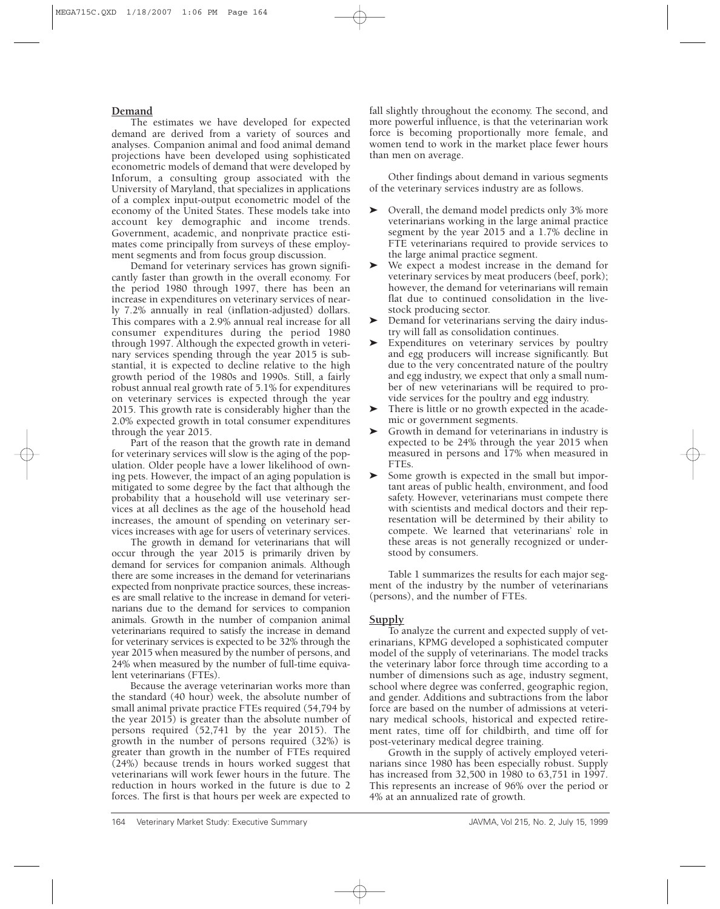## Demand

The estimates we have developed for expected demand are derived from a variety of sources and analyses. Companion animal and food animal demand projections have been developed using sophisticated econometric models of demand that were developed by Inforum, a consulting group associated with the University of Maryland, that specializes in applications of a complex input-output econometric model of the economy of the United States. These models take into account key demographic and income trends. Government, academic, and nonprivate practice estimates come principally from surveys of these employment segments and from focus group discussion.

Demand for veterinary services has grown significantly faster than growth in the overall economy. For the period 1980 through 1997, there has been an increase in expenditures on veterinary services of nearly 7.2% annually in real (inflation-adjusted) dollars. This compares with a 2.9% annual real increase for all consumer expenditures during the period 1980 through 1997. Although the expected growth in veterinary services spending through the year 2015 is substantial, it is expected to decline relative to the high growth period of the 1980s and 1990s. Still, a fairly robust annual real growth rate of 5.1% for expenditures on veterinary services is expected through the year 2015. This growth rate is considerably higher than the 2.0% expected growth in total consumer expenditures through the year 2015.

Part of the reason that the growth rate in demand for veterinary services will slow is the aging of the population. Older people have a lower likelihood of owning pets. However, the impact of an aging population is mitigated to some degree by the fact that although the probability that a household will use veterinary services at all declines as the age of the household head increases, the amount of spending on veterinary services increases with age for users of veterinary services.

The growth in demand for veterinarians that will occur through the year 2015 is primarily driven by demand for services for companion animals. Although there are some increases in the demand for veterinarians expected from nonprivate practice sources, these increases are small relative to the increase in demand for veterinarians due to the demand for services to companion animals. Growth in the number of companion animal veterinarians required to satisfy the increase in demand for veterinary services is expected to be 32% through the year 2015 when measured by the number of persons, and 24% when measured by the number of full-time equivalent veterinarians (FTEs).

Because the average veterinarian works more than the standard (40 hour) week, the absolute number of small animal private practice FTEs required (54,794 by the year 2015) is greater than the absolute number of persons required (52,741 by the year 2015). The growth in the number of persons required (32%) is greater than growth in the number of FTEs required (24%) because trends in hours worked suggest that veterinarians will work fewer hours in the future. The reduction in hours worked in the future is due to 2 forces. The first is that hours per week are expected to fall slightly throughout the economy. The second, and more powerful influence, is that the veterinarian work force is becoming proportionally more female, and women tend to work in the market place fewer hours than men on average.

Other findings about demand in various segments of the veterinary services industry are as follows.

- Overall, the demand model predicts only 3% more veterinarians working in the large animal practice segment by the year 2015 and a 1.7% decline in FTE veterinarians required to provide services to the large animal practice segment.
- We expect a modest increase in the demand for veterinary services by meat producers (beef, pork); however, the demand for veterinarians will remain flat due to continued consolidation in the livestock producing sector.
- Demand for veterinarians serving the dairy industry will fall as consolidation continues.
- Expenditures on veterinary services by poultry and egg producers will increase significantly. But due to the very concentrated nature of the poultry and egg industry, we expect that only a small number of new veterinarians will be required to provide services for the poultry and egg industry.
- There is little or no growth expected in the academic or government segments.
- Growth in demand for veterinarians in industry is expected to be 24% through the year 2015 when measured in persons and 17% when measured in FTEs.
- Some growth is expected in the small but important areas of public health, environment, and food safety. However, veterinarians must compete there with scientists and medical doctors and their representation will be determined by their ability to compete. We learned that veterinarians' role in these areas is not generally recognized or understood by consumers.

Table 1 summarizes the results for each major segment of the industry by the number of veterinarians (persons), and the number of FTEs.

## Supply

To analyze the current and expected supply of veterinarians, KPMG developed a sophisticated computer model of the supply of veterinarians. The model tracks the veterinary labor force through time according to a number of dimensions such as age, industry segment, school where degree was conferred, geographic region, and gender. Additions and subtractions from the labor force are based on the number of admissions at veterinary medical schools, historical and expected retirement rates, time off for childbirth, and time off for post-veterinary medical degree training.

Growth in the supply of actively employed veterinarians since 1980 has been especially robust. Supply has increased from 32,500 in 1980 to 63,751 in 1997. This represents an increase of 96% over the period or 4% at an annualized rate of growth.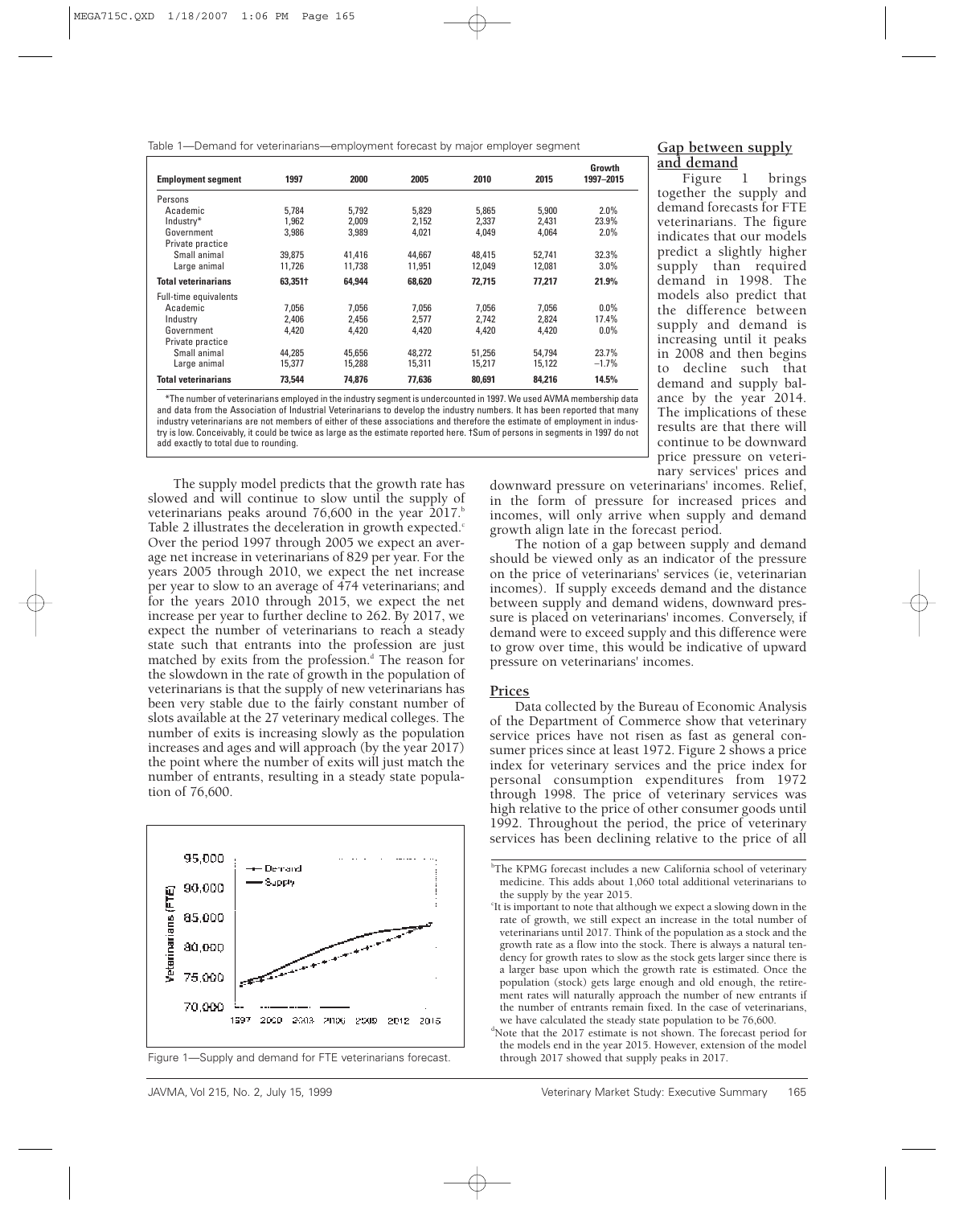Table 1—Demand for veterinarians—employment forecast by major employer segment

| Employment segment | 1997 | 2000 | 2005 | 2010 | 2015 | Growth 1997–2015 |
|---|---|---|---|---|---|---|
| Persons | | | | | | |
| Academic | 5,784 | 5,792 | 5,829 | 5,865 | 5,900 | 2.0% |
| Industry* | 1,962 | 2,009 | 2,152 | 2,337 | 2,431 | 23.9% |
| Government | 3,986 | 3,989 | 4,021 | 4,049 | 4,064 | 2.0% |
| Private practice | | | | | | |
| Small animal | 39,875 | 41,416 | 44,667 | 48,415 | 52,741 | 32.3% |
| Large animal | 11,726 | 11,738 | 11,951 | 12,049 | 12,081 | 3.0% |
| **Total veterinarians** | **63,351†** | **64,944** | **68,620** | **72,715** | **77,217** | **21.9%** |
| Full-time equivalents | | | | | | |
| Academic | 7,056 | 7,056 | 7,056 | 7,056 | 7,056 | 0.0% |
| Industry | 2,406 | 2,456 | 2,577 | 2,742 | 2,824 | 17.4% |
| Government | 4,420 | 4,420 | 4,420 | 4,420 | 4,420 | 0.0% |
| Private practice | | | | | | |
| Small animal | 44,285 | 45,656 | 48,272 | 51,256 | 54,794 | 23.7% |
| Large animal | 15,377 | 15,288 | 15,311 | 15,217 | 15,122 | −1.7% |
| **Total veterinarians** | **73,544** | **74,876** | **77,636** | **80,691** | **84,216** | **14.5%** |

*The number of veterinarians employed in the industry segment is undercounted in 1997. We used AVMA membership data and data from the Association of Industrial Veterinarians to develop the industry numbers. It has been reported that many industry veterinarians are not members of either of these associations and therefore the estimate of employment in industry is low. Conceivably, it could be twice as large as the estimate reported here. †Sum of persons in segments in 1997 do not add exactly to total due to rounding.

The supply model predicts that the growth rate has slowed and will continue to slow until the supply of veterinarians peaks around 76,600 in the year 2017.[b] Table 2 illustrates the deceleration in growth expected.[c] Over the period 1997 through 2005 we expect an average net increase in veterinarians of 829 per year. For the years 2005 through 2010, we expect the net increase per year to slow to an average of 474 veterinarians; and for the years 2010 through 2015, we expect the net increase per year to further decline to 262. By 2017, we expect the number of veterinarians to reach a steady state such that entrants into the profession are just matched by exits from the profession.[d] The reason for the slowdown in the rate of growth in the population of veterinarians is that the supply of new veterinarians has been very stable due to the fairly constant number of slots available at the 27 veterinary medical colleges. The number of exits is increasing slowly as the population increases and ages and will approach (by the year 2017) the point where the number of exits will just match the number of entrants, resulting in a steady state population of 76,600.

Figure 1—Supply and demand for FTE veterinarians forecast.

## Gap between supply and demand

Figure 1 brings together the supply and demand forecasts for FTE veterinarians. The figure indicates that our models predict a slightly higher supply than required demand in 1998. The models also predict that the difference between supply and demand is increasing until it peaks in 2008 and then begins to decline such that demand and supply balance by the year 2014. The implications of these results are that there will continue to be downward price pressure on veterinary services' prices and downward pressure on veterinarians' incomes. Relief, in the form of pressure for increased prices and incomes, will only arrive when supply and demand growth align late in the forecast period.

The notion of a gap between supply and demand should be viewed only as an indicator of the pressure on the price of veterinarians' services (ie, veterinarian incomes). If supply exceeds demand and the distance between supply and demand widens, downward pressure is placed on veterinarians' incomes. Conversely, if demand were to exceed supply and this difference were to grow over time, this would be indicative of upward pressure on veterinarians' incomes.

## Prices

Data collected by the Bureau of Economic Analysis of the Department of Commerce show that veterinary service prices have not risen as fast as general consumer prices since at least 1972. Figure 2 shows a price index for veterinary services and the price index for personal consumption expenditures from 1972 through 1998. The price of veterinary services was high relative to the price of other consumer goods until 1992. Throughout the period, the price of veterinary services has been declining relative to the price of all

[b] The KPMG forecast includes a new California school of veterinary medicine. This adds about 1,060 total additional veterinarians to the supply by the year 2015.

[c] It is important to note that although we expect a slowing down in the rate of growth, we still expect an increase in the total number of veterinarians until 2017. Think of the population as a stock and the growth rate as a flow into the stock. There is always a natural tendency for growth rates to slow as the stock gets larger since there is a larger base upon which the growth rate is estimated. Once the population (stock) gets large enough and old enough, the retirement rates will naturally approach the number of new entrants if the number of entrants remain fixed. In the case of veterinarians, we have calculated the steady state population to be 76,600.

[d] Note that the 2017 estimate is not shown. The forecast period for the models end in the year 2015. However, extension of the model through 2017 showed that supply peaks in 2017.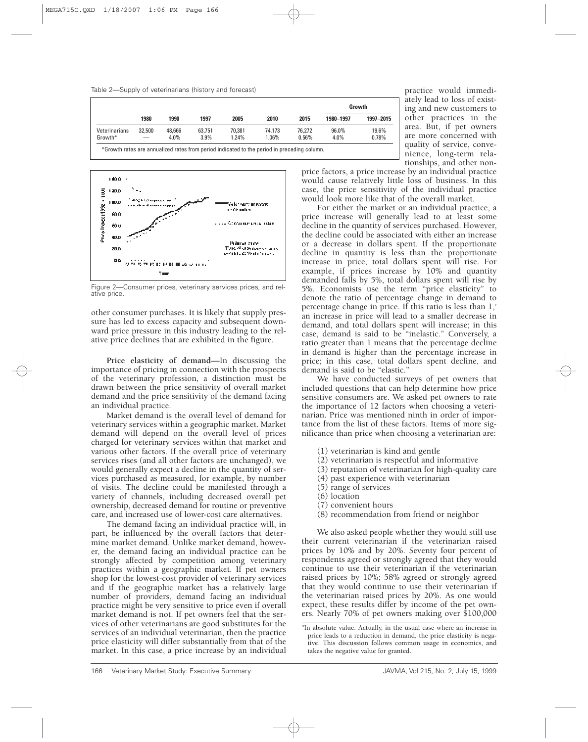Table 2—Supply of veterinarians (history and forecast)

| | 1980 | 1990 | 1997 | 2005 | 2010 | 2015 | Growth 1980–1997 | Growth 1997–2015 |
|---|---|---|---|---|---|---|---|---|
| Veterinarians | 32,500 | 48,666 | 63,751 | 70,381 | 74,173 | 76,272 | 96.0% | 19.6% |
| Growth* | — | 4.0% | 3.9% | 1.24% | 1.06% | 0.56% | 4.0% | 0.78% |

*Growth rates are annualized rates from period indicated to the period in preceding column.

Figure 2—Consumer prices, veterinary services prices, and relative price.

other consumer purchases. It is likely that supply pressure has led to excess capacity and subsequent downward price pressure in this industry leading to the relative price declines that are exhibited in the figure.

**Price elasticity of demand**—In discussing the importance of pricing in connection with the prospects of the veterinary profession, a distinction must be drawn between the price sensitivity of overall market demand and the price sensitivity of the demand facing an individual practice.

Market demand is the overall level of demand for veterinary services within a geographic market. Market demand will depend on the overall level of prices charged for veterinary services within that market and various other factors. If the overall price of veterinary services rises (and all other factors are unchanged), we would generally expect a decline in the quantity of services purchased as measured, for example, by number of visits. The decline could be manifested through a variety of channels, including decreased overall pet ownership, decreased demand for routine or preventive care, and increased use of lower-cost care alternatives.

The demand facing an individual practice will, in part, be influenced by the overall factors that determine market demand. Unlike market demand, however, the demand facing an individual practice can be strongly affected by competition among veterinary practices within a geographic market. If pet owners shop for the lowest-cost provider of veterinary services and if the geographic market has a relatively large number of providers, demand facing an individual practice might be very sensitive to price even if overall market demand is not. If pet owners feel that the services of other veterinarians are good substitutes for the services of an individual veterinarian, then the practice price elasticity will differ substantially from that of the market. In this case, a price increase by an individual practice would immediately lead to loss of existing and new customers to other practices in the area. But, if pet owners are more concerned with quality of service, convenience, long-term relationships, and other non-price factors, a price increase by an individual practice would cause relatively little loss of business. In this case, the price sensitivity of the individual practice would look more like that of the overall market.

For either the market or an individual practice, a price increase will generally lead to at least some decline in the quantity of services purchased. However, the decline could be associated with either an increase or a decrease in dollars spent. If the proportionate decline in quantity is less than the proportionate increase in price, total dollars spent will rise. For example, if prices increase by 10% and quantity demanded falls by 5%, total dollars spent will rise by 5%. Economists use the term "price elasticity" to denote the ratio of percentage change in demand to percentage change in price. If this ratio is less than 1,[c] an increase in price will lead to a smaller decrease in demand, and total dollars spent will increase; in this case, demand is said to be "inelastic." Conversely, a ratio greater than 1 means that the percentage decline in demand is higher than the percentage increase in price; in this case, total dollars spent decline, and demand is said to be "elastic."

We have conducted surveys of pet owners that included questions that can help determine how price sensitive consumers are. We asked pet owners to rate the importance of 12 factors when choosing a veterinarian. Price was mentioned ninth in order of importance from the list of these factors. Items of more significance than price when choosing a veterinarian are:

(1) veterinarian is kind and gentle
(2) veterinarian is respectful and informative
(3) reputation of veterinarian for high-quality care
(4) past experience with veterinarian
(5) range of services
(6) location
(7) convenient hours
(8) recommendation from friend or neighbor

We also asked people whether they would still use their current veterinarian if the veterinarian raised prices by 10% and by 20%. Seventy four percent of respondents agreed or strongly agreed that they would continue to use their veterinarian if the veterinarian raised prices by 10%; 58% agreed or strongly agreed that they would continue to use their veterinarian if the veterinarian raised prices by 20%. As one would expect, these results differ by income of the pet owners. Nearly 70% of pet owners making over $100,000

[c]In absolute value. Actually, in the usual case where an increase in price leads to a reduction in demand, the price elasticity is negative. This discussion follows common usage in economics, and takes the negative value for granted.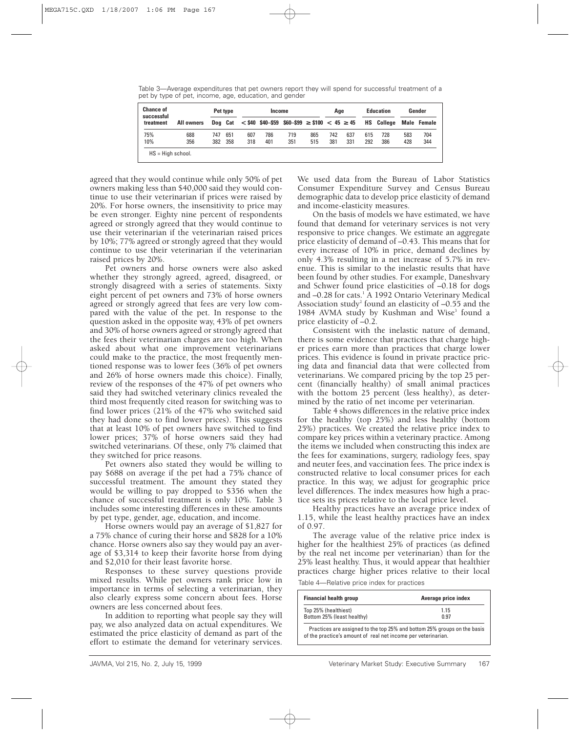Table 3—Average expenditures that pet owners report they will spend for successful treatment of a pet by type of pet, income, age, education, and gender

| Chance of successful treatment | All owners | Pet type | | Income | | | | Age | | Education | | Gender | |
|---|---|---|---|---|---|---|---|---|---|---|---|---|---|
| | | Dog | Cat | < $40 | $40–$59 | $60–$99 | ≥ $100 | < 45 | ≥ 45 | HS | College | Male | Female |
| 75% | 688 | 747 | 651 | 607 | 786 | 719 | 865 | 742 | 637 | 615 | 728 | 583 | 704 |
| 10% | 356 | 382 | 358 | 318 | 401 | 351 | 515 | 381 | 331 | 292 | 386 | 428 | 344 |

HS = High school.

agreed that they would continue while only 50% of pet owners making less than $40,000 said they would continue to use their veterinarian if prices were raised by 20%. For horse owners, the insensitivity to price may be even stronger. Eighty nine percent of respondents agreed or strongly agreed that they would continue to use their veterinarian if the veterinarian raised prices by 10%; 77% agreed or strongly agreed that they would continue to use their veterinarian if the veterinarian raised prices by 20%.

Pet owners and horse owners were also asked whether they strongly agreed, agreed, disagreed, or strongly disagreed with a series of statements. Sixty eight percent of pet owners and 73% of horse owners agreed or strongly agreed that fees are very low compared with the value of the pet. In response to the question asked in the opposite way, 43% of pet owners and 30% of horse owners agreed or strongly agreed that the fees their veterinarian charges are too high. When asked about what one improvement veterinarians could make to the practice, the most frequently mentioned response was to lower fees (36% of pet owners and 26% of horse owners made this choice). Finally, review of the responses of the 47% of pet owners who said they had switched veterinary clinics revealed the third most frequently cited reason for switching was to find lower prices (21% of the 47% who switched said they had done so to find lower prices). This suggests that at least 10% of pet owners have switched to find lower prices; 37% of horse owners said they had switched veterinarians. Of these, only 7% claimed that they switched for price reasons.

Pet owners also stated they would be willing to pay $688 on average if the pet had a 75% chance of successful treatment. The amount they stated they would be willing to pay dropped to $356 when the chance of successful treatment is only 10%. Table 3 includes some interesting differences in these amounts by pet type, gender, age, education, and income.

Horse owners would pay an average of $1,827 for a 75% chance of curing their horse and $828 for a 10% chance. Horse owners also say they would pay an average of $3,314 to keep their favorite horse from dying and $2,010 for their least favorite horse.

Responses to these survey questions provide mixed results. While pet owners rank price low in importance in terms of selecting a veterinarian, they also clearly express some concern about fees. Horse owners are less concerned about fees.

In addition to reporting what people say they will pay, we also analyzed data on actual expenditures. We estimated the price elasticity of demand as part of the effort to estimate the demand for veterinary services. We used data from the Bureau of Labor Statistics Consumer Expenditure Survey and Census Bureau demographic data to develop price elasticity of demand and income-elasticity measures.

On the basis of models we have estimated, we have found that demand for veterinary services is not very responsive to price changes. We estimate an aggregate price elasticity of demand of –0.43. This means that for every increase of 10% in price, demand declines by only 4.3% resulting in a net increase of 5.7% in revenue. This is similar to the inelastic results that have been found by other studies. For example, Daneshvary and Schwer found price elasticities of –0.18 for dogs and –0.28 for cats.[1] A 1992 Ontario Veterinary Medical Association study[2] found an elasticity of –0.55 and the 1984 AVMA study by Kushman and Wise[3] found a price elasticity of –0.2.

Consistent with the inelastic nature of demand, there is some evidence that practices that charge higher prices earn more than practices that charge lower prices. This evidence is found in private practice pricing data and financial data that were collected from veterinarians. We compared pricing by the top 25 percent (financially healthy) of small animal practices with the bottom 25 percent (less healthy), as determined by the ratio of net income per veterinarian.

Table 4 shows differences in the relative price index for the healthy (top 25%) and less healthy (bottom 25%) practices. We created the relative price index to compare key prices within a veterinary practice. Among the items we included when constructing this index are the fees for examinations, surgery, radiology fees, spay and neuter fees, and vaccination fees. The price index is constructed relative to local consumer prices for each practice. In this way, we adjust for geographic price level differences. The index measures how high a practice sets its prices relative to the local price level.

Healthy practices have an average price index of 1.15, while the least healthy practices have an index of 0.97.

The average value of the relative price index is higher for the healthiest 25% of practices (as defined by the real net income per veterinarian) than for the 25% least healthy. Thus, it would appear that healthier practices charge higher prices relative to their local

Table 4—Relative price index for practices

| Financial health group | Average price index |
|---|---|
| Top 25% (healthiest) | 1.15 |
| Bottom 25% (least healthy) | 0.97 |

Practices are assigned to the top 25% and bottom 25% groups on the basis of the practice's amount of real net income per veterinarian.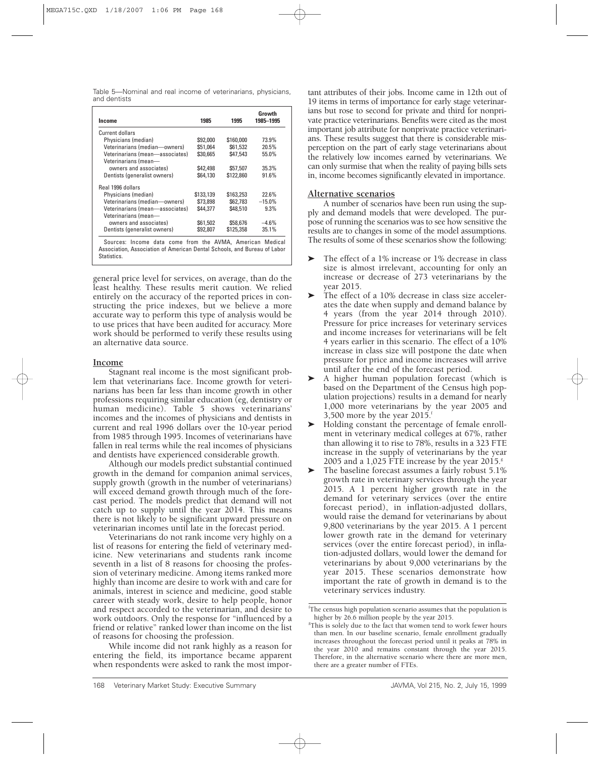Table 5—Nominal and real income of veterinarians, physicians, and dentists

| Income | 1985 | 1995 | Growth 1985–1995 |
|---|---|---|---|
| Current dollars | | | |
| Physicians (median) | $92,000 | $160,000 | 73.9% |
| Veterinarians (median—owners) | $51,064 | $61,532 | 20.5% |
| Veterinarians (mean—associates) | $30,665 | $47,543 | 55.0% |
| Veterinarians (mean—owners and associates) | $42,498 | $57,507 | 35.3% |
| Dentists (generalist owners) | $64,130 | $122,860 | 91.6% |
| Real 1996 dollars | | | |
| Physicians (median) | $133,139 | $163,253 | 22.6% |
| Veterinarians (median—owners) | $73,898 | $62,783 | –15.0% |
| Veterinarians (mean—associates) | $44,377 | $48,510 | 9.3% |
| Veterinarians (mean—owners and associates) | $61,502 | $58,676 | –4.6% |
| Dentists (generalist owners) | $92,807 | $125,358 | 35.1% |

Sources: Income data come from the AVMA, American Medical Association, Association of American Dental Schools, and Bureau of Labor Statistics.

general price level for services, on average, than do the least healthy. These results merit caution. We relied entirely on the accuracy of the reported prices in constructing the price indexes, but we believe a more accurate way to perform this type of analysis would be to use prices that have been audited for accuracy. More work should be performed to verify these results using an alternative data source.

## Income

Stagnant real income is the most significant problem that veterinarians face. Income growth for veterinarians has been far less than income growth in other professions requiring similar education (eg, dentistry or human medicine). Table 5 shows veterinarians' incomes and the incomes of physicians and dentists in current and real 1996 dollars over the 10-year period from 1985 through 1995. Incomes of veterinarians have fallen in real terms while the real incomes of physicians and dentists have experienced considerable growth.

Although our models predict substantial continued growth in the demand for companion animal services, supply growth (growth in the number of veterinarians) will exceed demand growth through much of the forecast period. The models predict that demand will not catch up to supply until the year 2014. This means there is not likely to be significant upward pressure on veterinarian incomes until late in the forecast period.

Veterinarians do not rank income very highly on a list of reasons for entering the field of veterinary medicine. New veterinarians and students rank income seventh in a list of 8 reasons for choosing the profession of veterinary medicine. Among items ranked more highly than income are desire to work with and care for animals, interest in science and medicine, good stable career with steady work, desire to help people, honor and respect accorded to the veterinarian, and desire to work outdoors. Only the response for "influenced by a friend or relative" ranked lower than income on the list of reasons for choosing the profession.

While income did not rank highly as a reason for entering the field, its importance became apparent when respondents were asked to rank the most important attributes of their jobs. Income came in 12th out of 19 items in terms of importance for early stage veterinarians but rose to second for private and third for nonprivate practice veterinarians. Benefits were cited as the most important job attribute for nonprivate practice veterinarians. These results suggest that there is considerable misperception on the part of early stage veterinarians about the relatively low incomes earned by veterinarians. We can only surmise that when the reality of paying bills sets in, income becomes significantly elevated in importance.

## Alternative scenarios

A number of scenarios have been run using the supply and demand models that were developed. The purpose of running the scenarios was to see how sensitive the results are to changes in some of the model assumptions. The results of some of these scenarios show the following:

- The effect of a 1% increase or 1% decrease in class size is almost irrelevant, accounting for only an increase or decrease of 273 veterinarians by the year 2015.
- The effect of a 10% decrease in class size accelerates the date when supply and demand balance by 4 years (from the year 2014 through 2010). Pressure for price increases for veterinary services and income increases for veterinarians will be felt 4 years earlier in this scenario. The effect of a 10% increase in class size will postpone the date when pressure for price and income increases will arrive until after the end of the forecast period.
- A higher human population forecast (which is based on the Department of the Census high population projections) results in a demand for nearly 1,000 more veterinarians by the year 2005 and 3,500 more by the year 2015.[f]
- Holding constant the percentage of female enrollment in veterinary medical colleges at 67%, rather than allowing it to rise to 78%, results in a 323 FTE increase in the supply of veterinarians by the year 2005 and a 1,025 FTE increase by the year 2015.[g]
- The baseline forecast assumes a fairly robust 5.1% growth rate in veterinary services through the year 2015. A 1 percent higher growth rate in the demand for veterinary services (over the entire forecast period), in inflation-adjusted dollars, would raise the demand for veterinarians by about 9,800 veterinarians by the year 2015. A 1 percent lower growth rate in the demand for veterinary services (over the entire forecast period), in inflation-adjusted dollars, would lower the demand for veterinarians by about 9,000 veterinarians by the year 2015. These scenarios demonstrate how important the rate of growth in demand is to the veterinary services industry.

[f]The census high population scenario assumes that the population is higher by 26.6 million people by the year 2015.

[g]This is solely due to the fact that women tend to work fewer hours than men. In our baseline scenario, female enrollment gradually increases throughout the forecast period until it peaks at 78% in the year 2010 and remains constant through the year 2015. Therefore, in the alternative scenario where there are more men, there are a greater number of FTEs.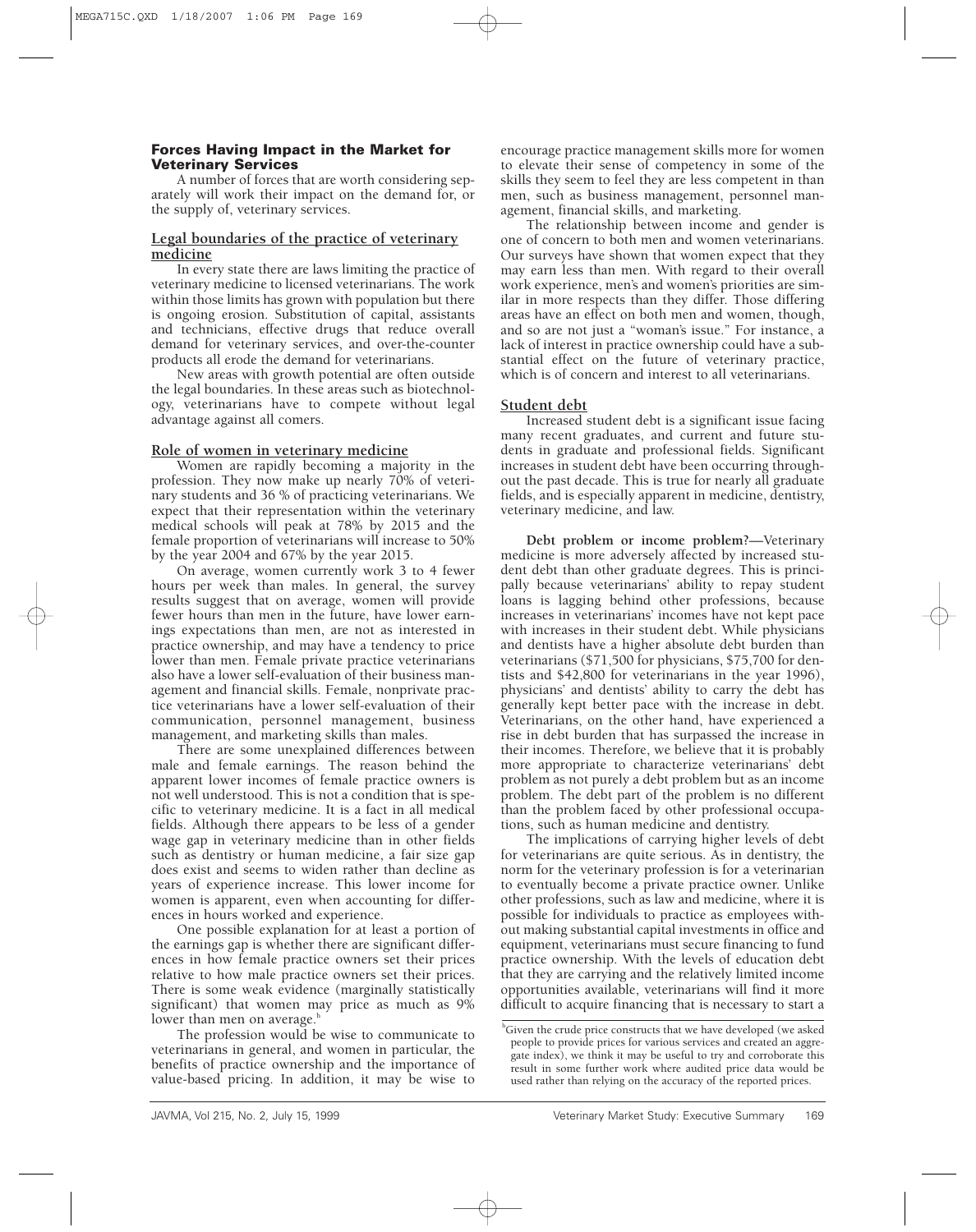## Forces Having Impact in the Market for Veterinary Services

A number of forces that are worth considering separately will work their impact on the demand for, or the supply of, veterinary services.

### Legal boundaries of the practice of veterinary medicine

In every state there are laws limiting the practice of veterinary medicine to licensed veterinarians. The work within those limits has grown with population but there is ongoing erosion. Substitution of capital, assistants and technicians, effective drugs that reduce overall demand for veterinary services, and over-the-counter products all erode the demand for veterinarians.

New areas with growth potential are often outside the legal boundaries. In these areas such as biotechnology, veterinarians have to compete without legal advantage against all comers.

### Role of women in veterinary medicine

Women are rapidly becoming a majority in the profession. They now make up nearly 70% of veterinary students and 36 % of practicing veterinarians. We expect that their representation within the veterinary medical schools will peak at 78% by 2015 and the female proportion of veterinarians will increase to 50% by the year 2004 and 67% by the year 2015.

On average, women currently work 3 to 4 fewer hours per week than males. In general, the survey results suggest that on average, women will provide fewer hours than men in the future, have lower earnings expectations than men, are not as interested in practice ownership, and may have a tendency to price lower than men. Female private practice veterinarians also have a lower self-evaluation of their business management and financial skills. Female, nonprivate practice veterinarians have a lower self-evaluation of their communication, personnel management, business management, and marketing skills than males.

There are some unexplained differences between male and female earnings. The reason behind the apparent lower incomes of female practice owners is not well understood. This is not a condition that is specific to veterinary medicine. It is a fact in all medical fields. Although there appears to be less of a gender wage gap in veterinary medicine than in other fields such as dentistry or human medicine, a fair size gap does exist and seems to widen rather than decline as years of experience increase. This lower income for women is apparent, even when accounting for differences in hours worked and experience.

One possible explanation for at least a portion of the earnings gap is whether there are significant differences in how female practice owners set their prices relative to how male practice owners set their prices. There is some weak evidence (marginally statistically significant) that women may price as much as 9% lower than men on average.[h]

The profession would be wise to communicate to veterinarians in general, and women in particular, the benefits of practice ownership and the importance of value-based pricing. In addition, it may be wise to encourage practice management skills more for women to elevate their sense of competency in some of the skills they seem to feel they are less competent in than men, such as business management, personnel management, financial skills, and marketing.

The relationship between income and gender is one of concern to both men and women veterinarians. Our surveys have shown that women expect that they may earn less than men. With regard to their overall work experience, men's and women's priorities are similar in more respects than they differ. Those differing areas have an effect on both men and women, though, and so are not just a "woman's issue." For instance, a lack of interest in practice ownership could have a substantial effect on the future of veterinary practice, which is of concern and interest to all veterinarians.

### Student debt

Increased student debt is a significant issue facing many recent graduates, and current and future students in graduate and professional fields. Significant increases in student debt have been occurring throughout the past decade. This is true for nearly all graduate fields, and is especially apparent in medicine, dentistry, veterinary medicine, and law.

**Debt problem or income problem?**—Veterinary medicine is more adversely affected by increased student debt than other graduate degrees. This is principally because veterinarians' ability to repay student loans is lagging behind other professions, because increases in veterinarians' incomes have not kept pace with increases in their student debt. While physicians and dentists have a higher absolute debt burden than veterinarians ($71,500 for physicians, $75,700 for dentists and $42,800 for veterinarians in the year 1996), physicians' and dentists' ability to carry the debt has generally kept better pace with the increase in debt. Veterinarians, on the other hand, have experienced a rise in debt burden that has surpassed the increase in their incomes. Therefore, we believe that it is probably more appropriate to characterize veterinarians' debt problem as not purely a debt problem but as an income problem. The debt part of the problem is no different than the problem faced by other professional occupations, such as human medicine and dentistry.

The implications of carrying higher levels of debt for veterinarians are quite serious. As in dentistry, the norm for the veterinary profession is for a veterinarian to eventually become a private practice owner. Unlike other professions, such as law and medicine, where it is possible for individuals to practice as employees without making substantial capital investments in office and equipment, veterinarians must secure financing to fund practice ownership. With the levels of education debt that they are carrying and the relatively limited income opportunities available, veterinarians will find it more difficult to acquire financing that is necessary to start a

[h] Given the crude price constructs that we have developed (we asked people to provide prices for various services and created an aggregate index), we think it may be useful to try and corroborate this result in some further work where audited price data would be used rather than relying on the accuracy of the reported prices.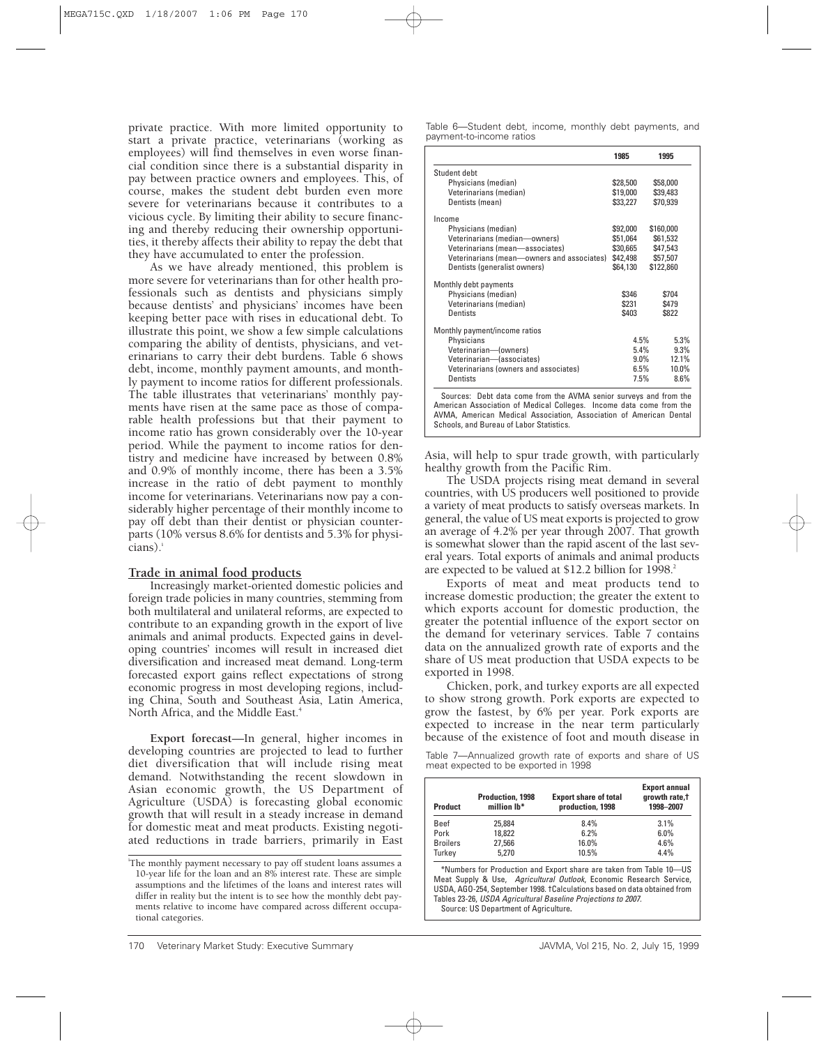private practice. With more limited opportunity to start a private practice, veterinarians (working as employees) will find themselves in even worse financial condition since there is a substantial disparity in pay between practice owners and employees. This, of course, makes the student debt burden even more severe for veterinarians because it contributes to a vicious cycle. By limiting their ability to secure financing and thereby reducing their ownership opportunities, it thereby affects their ability to repay the debt that they have accumulated to enter the profession.

As we have already mentioned, this problem is more severe for veterinarians than for other health professionals such as dentists and physicians simply because dentists' and physicians' incomes have been keeping better pace with rises in educational debt. To illustrate this point, we show a few simple calculations comparing the ability of dentists, physicians, and veterinarians to carry their debt burdens. Table 6 shows debt, income, monthly payment amounts, and monthly payment to income ratios for different professionals. The table illustrates that veterinarians' monthly payments have risen at the same pace as those of comparable health professions but that their payment to income ratio has grown considerably over the 10-year period. While the payment to income ratios for dentistry and medicine have increased by between 0.8% and 0.9% of monthly income, there has been a 3.5% increase in the ratio of debt payment to monthly income for veterinarians. Veterinarians now pay a considerably higher percentage of their monthly income to pay off debt than their dentist or physician counterparts (10% versus 8.6% for dentists and 5.3% for physicians).[i]

Table 6—Student debt, income, monthly debt payments, and payment-to-income ratios

| | 1985 | 1995 |
|---|---|---|
| **Student debt** | | |
| Physicians (median) | $28,500 | $58,000 |
| Veterinarians (median) | $19,000 | $39,483 |
| Dentists (mean) | $33,227 | $70,939 |
| **Income** | | |
| Physicians (median) | $92,000 | $160,000 |
| Veterinarians (median—owners) | $51,064 | $61,532 |
| Veterinarians (mean—associates) | $30,665 | $47,543 |
| Veterinarians (mean—owners and associates) | $42,498 | $57,507 |
| Dentists (generalist owners) | $64,130 | $122,860 |
| **Monthly debt payments** | | |
| Physicians (median) | $346 | $704 |
| Veterinarians (median) | $231 | $479 |
| Dentists | $403 | $822 |
| **Monthly payment/income ratios** | | |
| Physicians | 4.5% | 5.3% |
| Veterinarian—(owners) | 5.4% | 9.3% |
| Veterinarian—(associates) | 9.0% | 12.1% |
| Veterinarians (owners and associates) | 6.5% | 10.0% |
| Dentists | 7.5% | 8.6% |

Sources: Debt data come from the AVMA senior surveys and from the American Association of Medical Colleges. Income data come from the AVMA, American Medical Association, Association of American Dental Schools, and Bureau of Labor Statistics.

## Trade in animal food products

Increasingly market-oriented domestic policies and foreign trade policies in many countries, stemming from both multilateral and unilateral reforms, are expected to contribute to an expanding growth in the export of live animals and animal products. Expected gains in developing countries' incomes will result in increased diet diversification and increased meat demand. Long-term forecasted export gains reflect expectations of strong economic progress in most developing regions, including China, South and Southeast Asia, Latin America, North Africa, and the Middle East.[4]

**Export forecast**—In general, higher incomes in developing countries are projected to lead to further diet diversification that will include rising meat demand. Notwithstanding the recent slowdown in Asian economic growth, the US Department of Agriculture (USDA) is forecasting global economic growth that will result in a steady increase in demand for domestic meat and meat products. Existing negotiated reductions in trade barriers, primarily in East Asia, will help to spur trade growth, with particularly healthy growth from the Pacific Rim.

The USDA projects rising meat demand in several countries, with US producers well positioned to provide a variety of meat products to satisfy overseas markets. In general, the value of US meat exports is projected to grow an average of 4.2% per year through 2007. That growth is somewhat slower than the rapid ascent of the last several years. Total exports of animals and animal products are expected to be valued at $12.2 billion for 1998.[2]

Exports of meat and meat products tend to increase domestic production; the greater the extent to which exports account for domestic production, the greater the potential influence of the export sector on the demand for veterinary services. Table 7 contains data on the annualized growth rate of exports and the share of US meat production that USDA expects to be exported in 1998.

Chicken, pork, and turkey exports are all expected to show strong growth. Pork exports are expected to grow the fastest, by 6% per year. Pork exports are expected to increase in the near term particularly because of the existence of foot and mouth disease in

Table 7—Annualized growth rate of exports and share of US meat expected to be exported in 1998

| Product | Production, 1998 million lb* | Export share of total production, 1998 | Export annual growth rate,† 1998–2007 |
|---|---|---|---|
| Beef | 25,884 | 8.4% | 3.1% |
| Pork | 18,822 | 6.2% | 6.0% |
| Broilers | 27,566 | 16.0% | 4.6% |
| Turkey | 5,270 | 10.5% | 4.4% |

*Numbers for Production and Export share are taken from Table 10—US Meat Supply & Use, *Agricultural Outlook*, Economic Research Service, USDA, AGO-254, September 1998. †Calculations based on data obtained from Tables 23-26, *USDA Agricultural Baseline Projections to 2007*.
Source: US Department of Agriculture.

[i]The monthly payment necessary to pay off student loans assumes a 10-year life for the loan and an 8% interest rate. These are simple assumptions and the lifetimes of the loans and interest rates will differ in reality but the intent is to see how the monthly debt payments relative to income have compared across different occupational categories.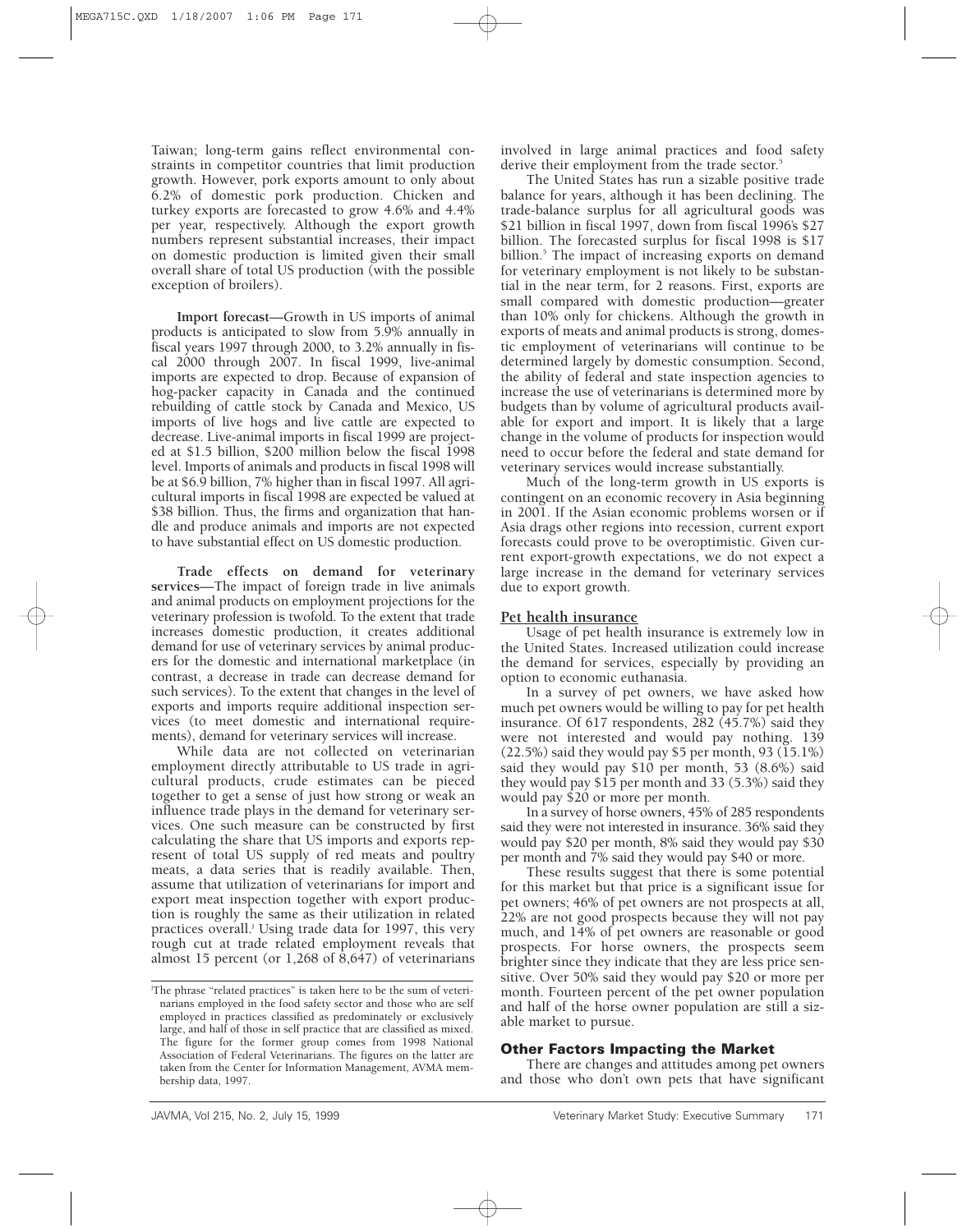Taiwan; long-term gains reflect environmental constraints in competitor countries that limit production growth. However, pork exports amount to only about 6.2% of domestic pork production. Chicken and turkey exports are forecasted to grow 4.6% and 4.4% per year, respectively. Although the export growth numbers represent substantial increases, their impact on domestic production is limited given their small overall share of total US production (with the possible exception of broilers).

**Import forecast—**Growth in US imports of animal products is anticipated to slow from 5.9% annually in fiscal years 1997 through 2000, to 3.2% annually in fiscal 2000 through 2007. In fiscal 1999, live-animal imports are expected to drop. Because of expansion of hog-packer capacity in Canada and the continued rebuilding of cattle stock by Canada and Mexico, US imports of live hogs and live cattle are expected to decrease. Live-animal imports in fiscal 1999 are projected at $1.5 billion, $200 million below the fiscal 1998 level. Imports of animals and products in fiscal 1998 will be at $6.9 billion, 7% higher than in fiscal 1997. All agricultural imports in fiscal 1998 are expected be valued at $38 billion. Thus, the firms and organization that handle and produce animals and imports are not expected to have substantial effect on US domestic production.

**Trade effects on demand for veterinary services—**The impact of foreign trade in live animals and animal products on employment projections for the veterinary profession is twofold. To the extent that trade increases domestic production, it creates additional demand for use of veterinary services by animal producers for the domestic and international marketplace (in contrast, a decrease in trade can decrease demand for such services). To the extent that changes in the level of exports and imports require additional inspection services (to meet domestic and international requirements), demand for veterinary services will increase.

While data are not collected on veterinarian employment directly attributable to US trade in agricultural products, crude estimates can be pieced together to get a sense of just how strong or weak an influence trade plays in the demand for veterinary services. One such measure can be constructed by first calculating the share that US imports and exports represent of total US supply of red meats and poultry meats, a data series that is readily available. Then, assume that utilization of veterinarians for import and export meat inspection together with export production is roughly the same as their utilization in related practices overall.[j] Using trade data for 1997, this very rough cut at trade related employment reveals that almost 15 percent (or 1,268 of 8,647) of veterinarians involved in large animal practices and food safety derive their employment from the trade sector.[5]

The United States has run a sizable positive trade balance for years, although it has been declining. The trade-balance surplus for all agricultural goods was $21 billion in fiscal 1997, down from fiscal 1996's $27 billion. The forecasted surplus for fiscal 1998 is $17 billion.[5] The impact of increasing exports on demand for veterinary employment is not likely to be substantial in the near term, for 2 reasons. First, exports are small compared with domestic production—greater than 10% only for chickens. Although the growth in exports of meats and animal products is strong, domestic employment of veterinarians will continue to be determined largely by domestic consumption. Second, the ability of federal and state inspection agencies to increase the use of veterinarians is determined more by budgets than by volume of agricultural products available for export and import. It is likely that a large change in the volume of products for inspection would need to occur before the federal and state demand for veterinary services would increase substantially.

Much of the long-term growth in US exports is contingent on an economic recovery in Asia beginning in 2001. If the Asian economic problems worsen or if Asia drags other regions into recession, current export forecasts could prove to be overoptimistic. Given current export-growth expectations, we do not expect a large increase in the demand for veterinary services due to export growth.

## Pet health insurance

Usage of pet health insurance is extremely low in the United States. Increased utilization could increase the demand for services, especially by providing an option to economic euthanasia.

In a survey of pet owners, we have asked how much pet owners would be willing to pay for pet health insurance. Of 617 respondents, 282 (45.7%) said they were not interested and would pay nothing. 139 (22.5%) said they would pay $5 per month, 93 (15.1%) said they would pay $10 per month, 53 (8.6%) said they would pay $15 per month and 33 (5.3%) said they would pay $20 or more per month.

In a survey of horse owners, 45% of 285 respondents said they were not interested in insurance. 36% said they would pay $20 per month, 8% said they would pay $30 per month and 7% said they would pay $40 or more.

These results suggest that there is some potential for this market but that price is a significant issue for pet owners; 46% of pet owners are not prospects at all, 22% are not good prospects because they will not pay much, and 14% of pet owners are reasonable or good prospects. For horse owners, the prospects seem brighter since they indicate that they are less price sensitive. Over 50% said they would pay $20 or more per month. Fourteen percent of the pet owner population and half of the horse owner population are still a sizable market to pursue.

## Other Factors Impacting the Market

There are changes and attitudes among pet owners and those who don't own pets that have significant

[j]The phrase "related practices" is taken here to be the sum of veterinarians employed in the food safety sector and those who are self employed in practices classified as predominately or exclusively large, and half of those in self practice that are classified as mixed. The figure for the former group comes from 1998 National Association of Federal Veterinarians. The figures on the latter are taken from the Center for Information Management, AVMA membership data, 1997.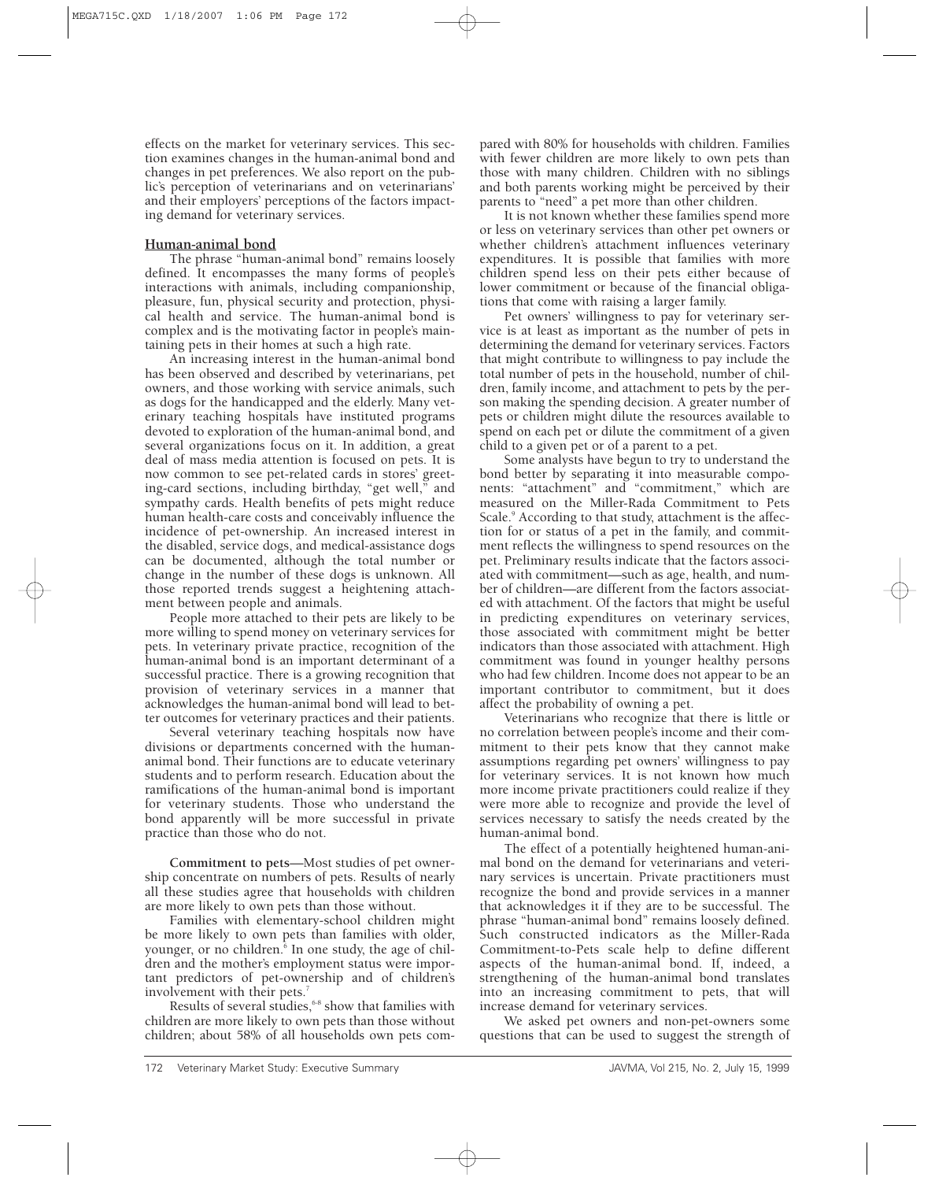effects on the market for veterinary services. This section examines changes in the human-animal bond and changes in pet preferences. We also report on the public's perception of veterinarians and on veterinarians' and their employers' perceptions of the factors impacting demand for veterinary services.

## Human-animal bond

The phrase "human-animal bond" remains loosely defined. It encompasses the many forms of people's interactions with animals, including companionship, pleasure, fun, physical security and protection, physical health and service. The human-animal bond is complex and is the motivating factor in people's maintaining pets in their homes at such a high rate.

An increasing interest in the human-animal bond has been observed and described by veterinarians, pet owners, and those working with service animals, such as dogs for the handicapped and the elderly. Many veterinary teaching hospitals have instituted programs devoted to exploration of the human-animal bond, and several organizations focus on it. In addition, a great deal of mass media attention is focused on pets. It is now common to see pet-related cards in stores' greeting-card sections, including birthday, "get well," and sympathy cards. Health benefits of pets might reduce human health-care costs and conceivably influence the incidence of pet-ownership. An increased interest in the disabled, service dogs, and medical-assistance dogs can be documented, although the total number or change in the number of these dogs is unknown. All those reported trends suggest a heightening attachment between people and animals.

People more attached to their pets are likely to be more willing to spend money on veterinary services for pets. In veterinary private practice, recognition of the human-animal bond is an important determinant of a successful practice. There is a growing recognition that provision of veterinary services in a manner that acknowledges the human-animal bond will lead to better outcomes for veterinary practices and their patients.

Several veterinary teaching hospitals now have divisions or departments concerned with the human-animal bond. Their functions are to educate veterinary students and to perform research. Education about the ramifications of the human-animal bond is important for veterinary students. Those who understand the bond apparently will be more successful in private practice than those who do not.

**Commitment to pets**—Most studies of pet ownership concentrate on numbers of pets. Results of nearly all these studies agree that households with children are more likely to own pets than those without.

Families with elementary-school children might be more likely to own pets than families with older, younger, or no children.[6] In one study, the age of children and the mother's employment status were important predictors of pet-ownership and of children's involvement with their pets.[7]

Results of several studies,[6-8] show that families with children are more likely to own pets than those without children; about 58% of all households own pets compared with 80% for households with children. Families with fewer children are more likely to own pets than those with many children. Children with no siblings and both parents working might be perceived by their parents to "need" a pet more than other children.

It is not known whether these families spend more or less on veterinary services than other pet owners or whether children's attachment influences veterinary expenditures. It is possible that families with more children spend less on their pets either because of lower commitment or because of the financial obligations that come with raising a larger family.

Pet owners' willingness to pay for veterinary service is at least as important as the number of pets in determining the demand for veterinary services. Factors that might contribute to willingness to pay include the total number of pets in the household, number of children, family income, and attachment to pets by the person making the spending decision. A greater number of pets or children might dilute the resources available to spend on each pet or dilute the commitment of a given child to a given pet or of a parent to a pet.

Some analysts have begun to try to understand the bond better by separating it into measurable components: "attachment" and "commitment," which are measured on the Miller-Rada Commitment to Pets Scale.[9] According to that study, attachment is the affection for or status of a pet in the family, and commitment reflects the willingness to spend resources on the pet. Preliminary results indicate that the factors associated with commitment—such as age, health, and number of children—are different from the factors associated with attachment. Of the factors that might be useful in predicting expenditures on veterinary services, those associated with commitment might be better indicators than those associated with attachment. High commitment was found in younger healthy persons who had few children. Income does not appear to be an important contributor to commitment, but it does affect the probability of owning a pet.

Veterinarians who recognize that there is little or no correlation between people's income and their commitment to their pets know that they cannot make assumptions regarding pet owners' willingness to pay for veterinary services. It is not known how much more income private practitioners could realize if they were more able to recognize and provide the level of services necessary to satisfy the needs created by the human-animal bond.

The effect of a potentially heightened human-animal bond on the demand for veterinarians and veterinary services is uncertain. Private practitioners must recognize the bond and provide services in a manner that acknowledges it if they are to be successful. The phrase "human-animal bond" remains loosely defined. Such constructed indicators as the Miller-Rada Commitment-to-Pets scale help to define different aspects of the human-animal bond. If, indeed, a strengthening of the human-animal bond translates into an increasing commitment to pets, that will increase demand for veterinary services.

We asked pet owners and non-pet-owners some questions that can be used to suggest the strength of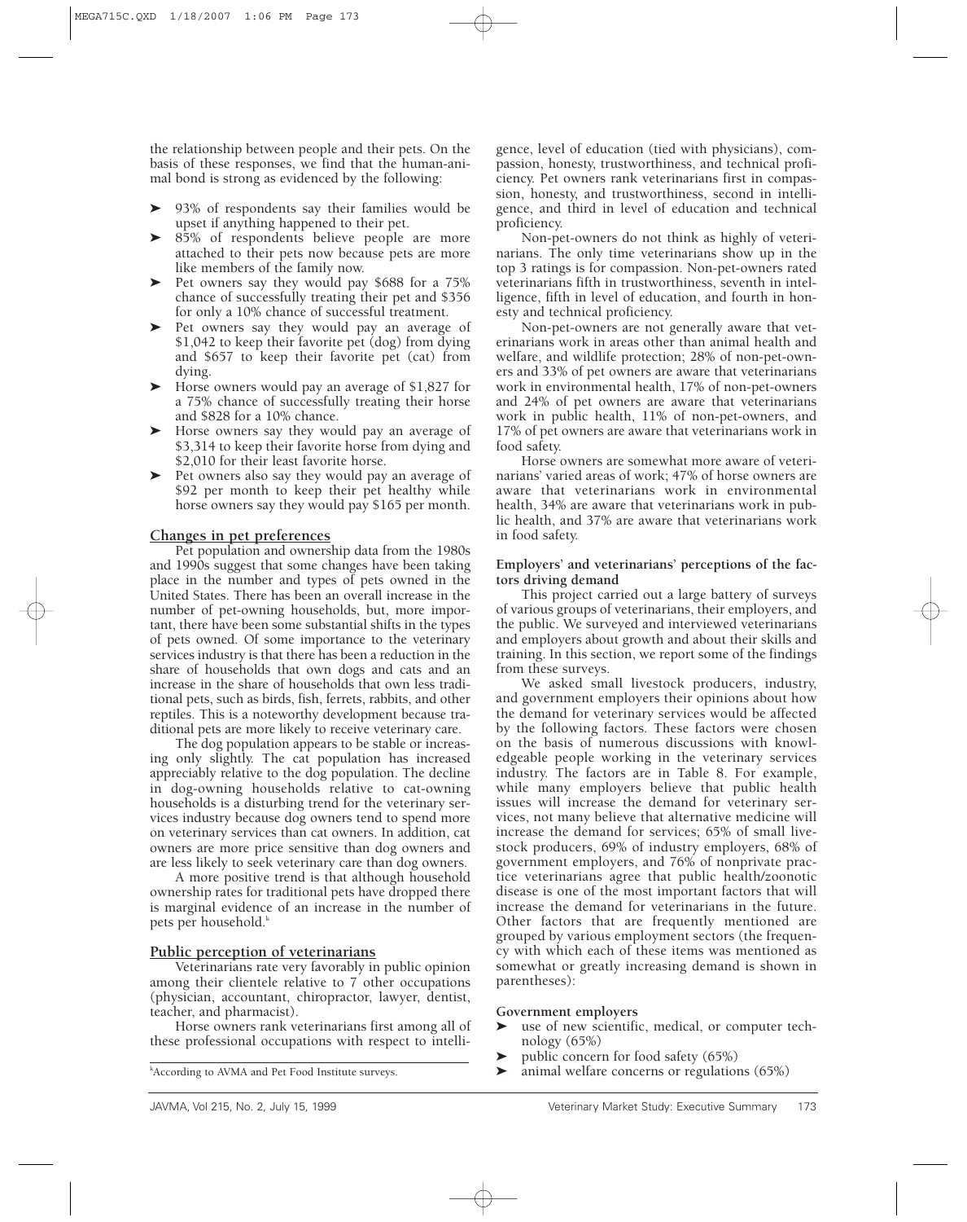the relationship between people and their pets. On the basis of these responses, we find that the human-animal bond is strong as evidenced by the following:

- 93% of respondents say their families would be upset if anything happened to their pet.
- 85% of respondents believe people are more attached to their pets now because pets are more like members of the family now.
- Pet owners say they would pay $688 for a 75% chance of successfully treating their pet and $356 for only a 10% chance of successful treatment.
- Pet owners say they would pay an average of $1,042 to keep their favorite pet (dog) from dying and $657 to keep their favorite pet (cat) from dying.
- Horse owners would pay an average of $1,827 for a 75% chance of successfully treating their horse and $828 for a 10% chance.
- Horse owners say they would pay an average of $3,314 to keep their favorite horse from dying and $2,010 for their least favorite horse.
- Pet owners also say they would pay an average of $92 per month to keep their pet healthy while horse owners say they would pay $165 per month.

## Changes in pet preferences

Pet population and ownership data from the 1980s and 1990s suggest that some changes have been taking place in the number and types of pets owned in the United States. There has been an overall increase in the number of pet-owning households, but, more important, there have been some substantial shifts in the types of pets owned. Of some importance to the veterinary services industry is that there has been a reduction in the share of households that own dogs and cats and an increase in the share of households that own less traditional pets, such as birds, fish, ferrets, rabbits, and other reptiles. This is a noteworthy development because traditional pets are more likely to receive veterinary care.

The dog population appears to be stable or increasing only slightly. The cat population has increased appreciably relative to the dog population. The decline in dog-owning households relative to cat-owning households is a disturbing trend for the veterinary services industry because dog owners tend to spend more on veterinary services than cat owners. In addition, cat owners are more price sensitive than dog owners and are less likely to seek veterinary care than dog owners.

A more positive trend is that although household ownership rates for traditional pets have dropped there is marginal evidence of an increase in the number of pets per household.[k]

## Public perception of veterinarians

Veterinarians rate very favorably in public opinion among their clientele relative to 7 other occupations (physician, accountant, chiropractor, lawyer, dentist, teacher, and pharmacist).

Horse owners rank veterinarians first among all of these professional occupations with respect to intelligence, level of education (tied with physicians), compassion, honesty, trustworthiness, and technical proficiency. Pet owners rank veterinarians first in compassion, honesty, and trustworthiness, second in intelligence, and third in level of education and technical proficiency.

Non-pet-owners do not think as highly of veterinarians. The only time veterinarians show up in the top 3 ratings is for compassion. Non-pet-owners rated veterinarians fifth in trustworthiness, seventh in intelligence, fifth in level of education, and fourth in honesty and technical proficiency.

Non-pet-owners are not generally aware that veterinarians work in areas other than animal health and welfare, and wildlife protection; 28% of non-pet-owners and 33% of pet owners are aware that veterinarians work in environmental health, 17% of non-pet-owners and 24% of pet owners are aware that veterinarians work in public health, 11% of non-pet-owners, and 17% of pet owners are aware that veterinarians work in food safety.

Horse owners are somewhat more aware of veterinarians' varied areas of work; 47% of horse owners are aware that veterinarians work in environmental health, 34% are aware that veterinarians work in public health, and 37% are aware that veterinarians work in food safety.

### Employers' and veterinarians' perceptions of the factors driving demand

This project carried out a large battery of surveys of various groups of veterinarians, their employers, and the public. We surveyed and interviewed veterinarians and employers about growth and about their skills and training. In this section, we report some of the findings from these surveys.

We asked small livestock producers, industry, and government employers their opinions about how the demand for veterinary services would be affected by the following factors. These factors were chosen on the basis of numerous discussions with knowledgeable people working in the veterinary services industry. The factors are in Table 8. For example, while many employers believe that public health issues will increase the demand for veterinary services, not many believe that alternative medicine will increase the demand for services; 65% of small livestock producers, 69% of industry employers, 68% of government employers, and 76% of nonprivate practice veterinarians agree that public health/zoonotic disease is one of the most important factors that will increase the demand for veterinarians in the future. Other factors that are frequently mentioned are grouped by various employment sectors (the frequency with which each of these items was mentioned as somewhat or greatly increasing demand is shown in parentheses):

#### Government employers

- use of new scientific, medical, or computer technology (65%)
- public concern for food safety (65%)
- animal welfare concerns or regulations (65%)

[k]According to AVMA and Pet Food Institute surveys.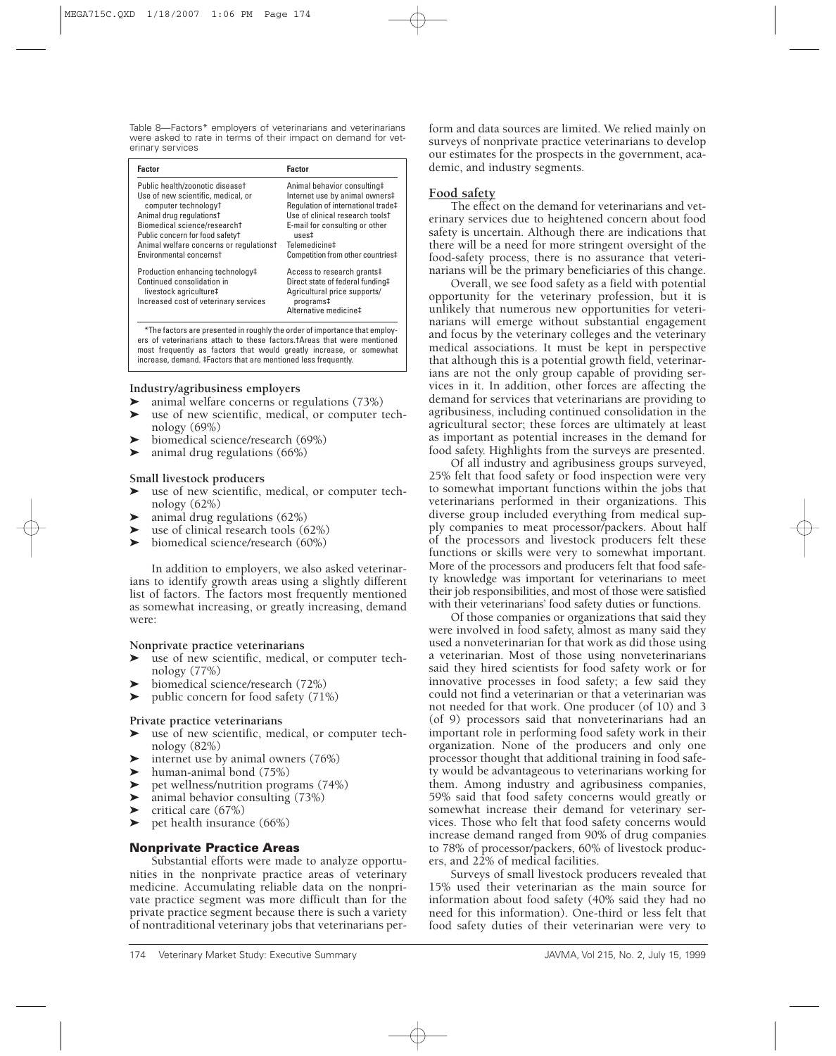Table 8—Factors* employers of veterinarians and veterinarians were asked to rate in terms of their impact on demand for veterinary services

| Factor | Factor |
|---|---|
| Public health/zoonotic disease† | Animal behavior consulting‡ |
| Use of new scientific, medical, or computer technology† | Internet use by animal owners‡ |
| Animal drug regulations† | Regulation of international trade‡ |
| Biomedical science/research† | Use of clinical research tools† |
| Public concern for food safety† | E-mail for consulting or other uses‡ |
| Animal welfare concerns or regulations† | Telemedicine‡ |
| Environmental concerns† | Competition from other countries‡ |
| Production enhancing technology‡ | Access to research grants‡ |
| Continued consolidation in livestock agriculture‡ | Direct state of federal funding‡ |
| Increased cost of veterinary services | Agricultural price supports/programs‡ |
| | Alternative medicine‡ |

*The factors are presented in roughly the order of importance that employers of veterinarians attach to these factors. †Areas that were mentioned most frequently as factors that would greatly increase, or somewhat increase, demand. ‡Factors that are mentioned less frequently.

**Industry/agribusiness employers**

- animal welfare concerns or regulations (73%)
- use of new scientific, medical, or computer technology (69%)
- biomedical science/research (69%)
- animal drug regulations (66%)

**Small livestock producers**

- use of new scientific, medical, or computer technology (62%)
- animal drug regulations (62%)
- use of clinical research tools (62%)
- biomedical science/research (60%)

In addition to employers, we also asked veterinarians to identify growth areas using a slightly different list of factors. The factors most frequently mentioned as somewhat increasing, or greatly increasing, demand were:

**Nonprivate practice veterinarians**

- use of new scientific, medical, or computer technology (77%)
- biomedical science/research (72%)
- public concern for food safety (71%)

**Private practice veterinarians**

- use of new scientific, medical, or computer technology (82%)
- internet use by animal owners (76%)
- human-animal bond (75%)
- pet wellness/nutrition programs (74%)
- animal behavior consulting (73%)
- critical care (67%)
- pet health insurance (66%)

## Nonprivate Practice Areas

Substantial efforts were made to analyze opportunities in the nonprivate practice areas of veterinary medicine. Accumulating reliable data on the nonprivate practice segment was more difficult than for the private practice segment because there is such a variety of nontraditional veterinary jobs that veterinarians perform and data sources are limited. We relied mainly on surveys of nonprivate practice veterinarians to develop our estimates for the prospects in the government, academic, and industry segments.

### Food safety

The effect on the demand for veterinarians and veterinary services due to heightened concern about food safety is uncertain. Although there are indications that there will be a need for more stringent oversight of the food-safety process, there is no assurance that veterinarians will be the primary beneficiaries of this change.

Overall, we see food safety as a field with potential opportunity for the veterinary profession, but it is unlikely that numerous new opportunities for veterinarians will emerge without substantial engagement and focus by the veterinary colleges and the veterinary medical associations. It must be kept in perspective that although this is a potential growth field, veterinarians are not the only group capable of providing services in it. In addition, other forces are affecting the demand for services that veterinarians are providing to agribusiness, including continued consolidation in the agricultural sector; these forces are ultimately at least as important as potential increases in the demand for food safety. Highlights from the surveys are presented.

Of all industry and agribusiness groups surveyed, 25% felt that food safety or food inspection were very to somewhat important functions within the jobs that veterinarians performed in their organizations. This diverse group included everything from medical supply companies to meat processor/packers. About half of the processors and livestock producers felt these functions or skills were very to somewhat important. More of the processors and producers felt that food safety knowledge was important for veterinarians to meet their job responsibilities, and most of those were satisfied with their veterinarians' food safety duties or functions.

Of those companies or organizations that said they were involved in food safety, almost as many said they used a nonveterinarian for that work as did those using a veterinarian. Most of those using nonveterinarians said they hired scientists for food safety work or for innovative processes in food safety; a few said they could not find a veterinarian or that a veterinarian was not needed for that work. One producer (of 10) and 3 (of 9) processors said that nonveterinarians had an important role in performing food safety work in their organization. None of the producers and only one processor thought that additional training in food safety would be advantageous to veterinarians working for them. Among industry and agribusiness companies, 59% said that food safety concerns would greatly or somewhat increase their demand for veterinary services. Those who felt that food safety concerns would increase demand ranged from 90% of drug companies to 78% of processor/packers, 60% of livestock producers, and 22% of medical facilities.

Surveys of small livestock producers revealed that 15% used their veterinarian as the main source for information about food safety (40% said they had no need for this information). One-third or less felt that food safety duties of their veterinarian were very to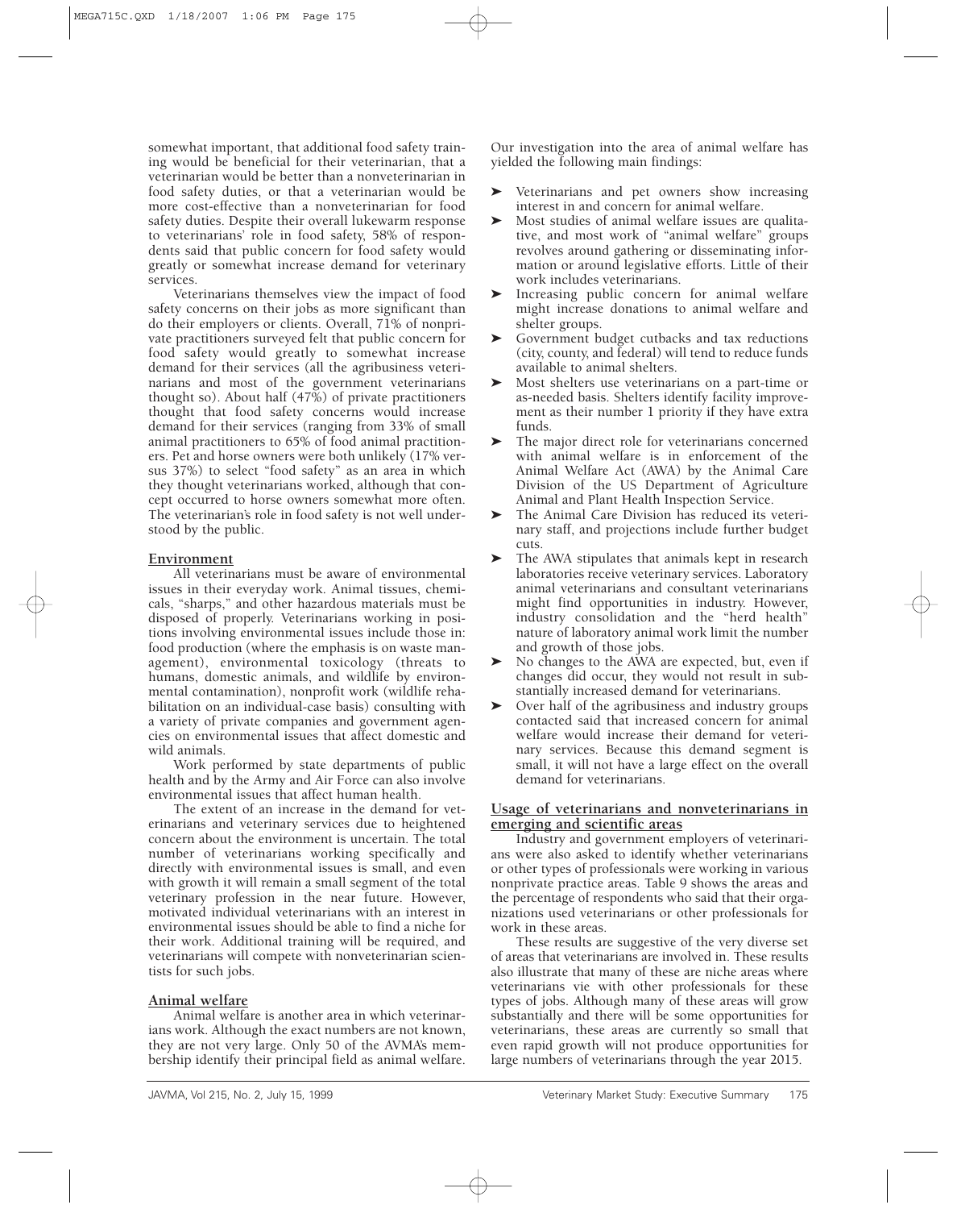somewhat important, that additional food safety training would be beneficial for their veterinarian, that a veterinarian would be better than a nonveterinarian in food safety duties, or that a veterinarian would be more cost-effective than a nonveterinarian for food safety duties. Despite their overall lukewarm response to veterinarians' role in food safety, 58% of respondents said that public concern for food safety would greatly or somewhat increase demand for veterinary services.

Veterinarians themselves view the impact of food safety concerns on their jobs as more significant than do their employers or clients. Overall, 71% of nonprivate practitioners surveyed felt that public concern for food safety would greatly to somewhat increase demand for their services (all the agribusiness veterinarians and most of the government veterinarians thought so). About half (47%) of private practitioners thought that food safety concerns would increase demand for their services (ranging from 33% of small animal practitioners to 65% of food animal practitioners. Pet and horse owners were both unlikely (17% versus 37%) to select "food safety" as an area in which they thought veterinarians worked, although that concept occurred to horse owners somewhat more often. The veterinarian's role in food safety is not well understood by the public.

## Environment

All veterinarians must be aware of environmental issues in their everyday work. Animal tissues, chemicals, "sharps," and other hazardous materials must be disposed of properly. Veterinarians working in positions involving environmental issues include those in: food production (where the emphasis is on waste management), environmental toxicology (threats to humans, domestic animals, and wildlife by environmental contamination), nonprofit work (wildlife rehabilitation on an individual-case basis) consulting with a variety of private companies and government agencies on environmental issues that affect domestic and wild animals.

Work performed by state departments of public health and by the Army and Air Force can also involve environmental issues that affect human health.

The extent of an increase in the demand for veterinarians and veterinary services due to heightened concern about the environment is uncertain. The total number of veterinarians working specifically and directly with environmental issues is small, and even with growth it will remain a small segment of the total veterinary profession in the near future. However, motivated individual veterinarians with an interest in environmental issues should be able to find a niche for their work. Additional training will be required, and veterinarians will compete with nonveterinarian scientists for such jobs.

## Animal welfare

Animal welfare is another area in which veterinarians work. Although the exact numbers are not known, they are not very large. Only 50 of the AVMA's membership identify their principal field as animal welfare. Our investigation into the area of animal welfare has yielded the following main findings:

- Veterinarians and pet owners show increasing interest in and concern for animal welfare.
- Most studies of animal welfare issues are qualitative, and most work of "animal welfare" groups revolves around gathering or disseminating information or around legislative efforts. Little of their work includes veterinarians.
- Increasing public concern for animal welfare might increase donations to animal welfare and shelter groups.
- Government budget cutbacks and tax reductions (city, county, and federal) will tend to reduce funds available to animal shelters.
- Most shelters use veterinarians on a part-time or as-needed basis. Shelters identify facility improvement as their number 1 priority if they have extra funds.
- The major direct role for veterinarians concerned with animal welfare is in enforcement of the Animal Welfare Act (AWA) by the Animal Care Division of the US Department of Agriculture Animal and Plant Health Inspection Service.
- The Animal Care Division has reduced its veterinary staff, and projections include further budget cuts.
- The AWA stipulates that animals kept in research laboratories receive veterinary services. Laboratory animal veterinarians and consultant veterinarians might find opportunities in industry. However, industry consolidation and the "herd health" nature of laboratory animal work limit the number and growth of those jobs.
- No changes to the AWA are expected, but, even if changes did occur, they would not result in substantially increased demand for veterinarians.
- Over half of the agribusiness and industry groups contacted said that increased concern for animal welfare would increase their demand for veterinary services. Because this demand segment is small, it will not have a large effect on the overall demand for veterinarians.

## Usage of veterinarians and nonveterinarians in emerging and scientific areas

Industry and government employers of veterinarians were also asked to identify whether veterinarians or other types of professionals were working in various nonprivate practice areas. Table 9 shows the areas and the percentage of respondents who said that their organizations used veterinarians or other professionals for work in these areas.

These results are suggestive of the very diverse set of areas that veterinarians are involved in. These results also illustrate that many of these are niche areas where veterinarians vie with other professionals for these types of jobs. Although many of these areas will grow substantially and there will be some opportunities for veterinarians, these areas are currently so small that even rapid growth will not produce opportunities for large numbers of veterinarians through the year 2015.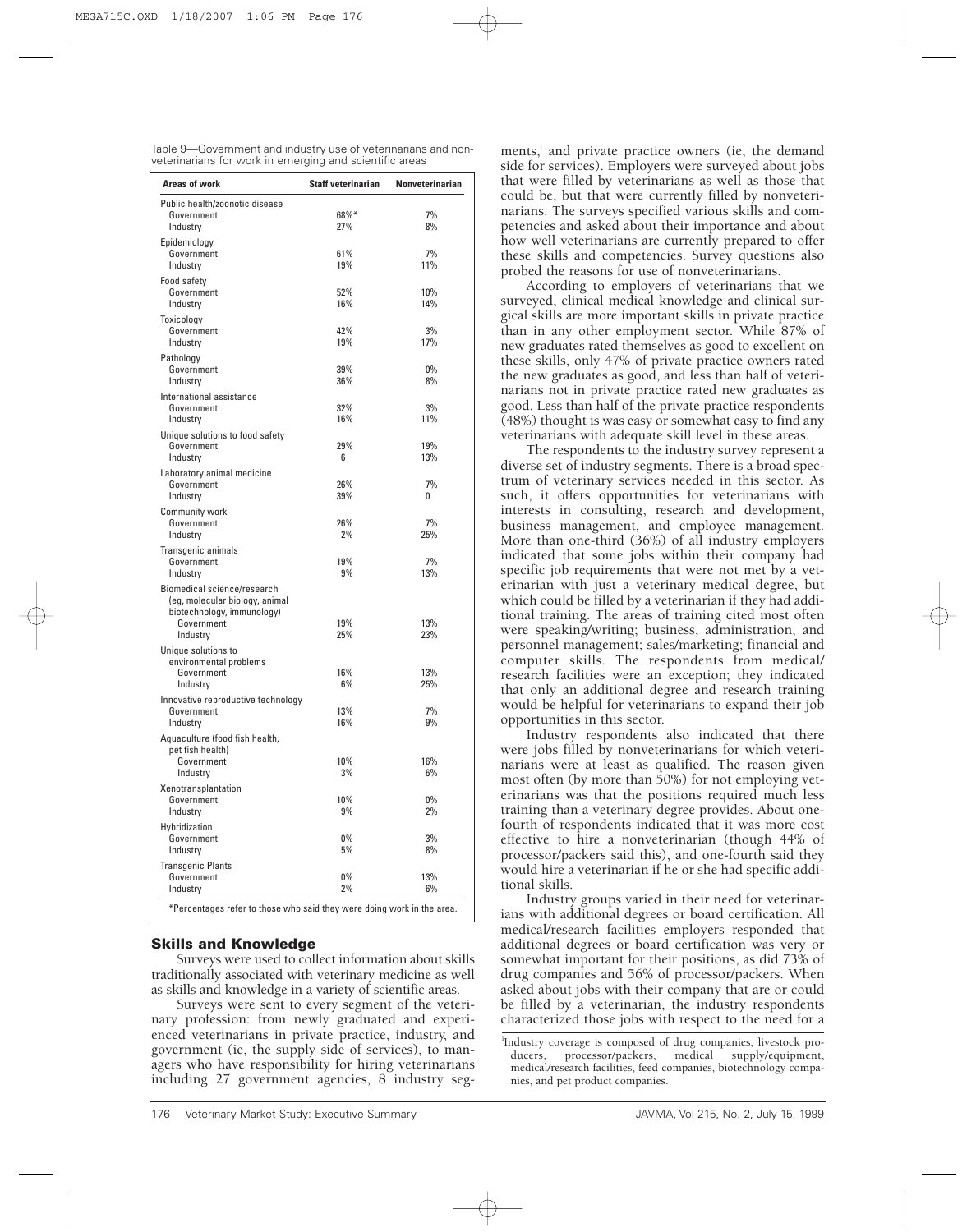Table 9—Government and industry use of veterinarians and nonveterinarians for work in emerging and scientific areas

| Areas of work | Staff veterinarian | Nonveterinarian |
|---|---|---|
| Public health/zoonotic disease | | |
| Government | 68%* | 7% |
| Industry | 27% | 8% |
| Epidemiology | | |
| Government | 61% | 7% |
| Industry | 19% | 11% |
| Food safety | | |
| Government | 52% | 10% |
| Industry | 16% | 14% |
| Toxicology | | |
| Government | 42% | 3% |
| Industry | 19% | 17% |
| Pathology | | |
| Government | 39% | 0% |
| Industry | 36% | 8% |
| International assistance | | |
| Government | 32% | 3% |
| Industry | 16% | 11% |
| Unique solutions to food safety | | |
| Government | 29% | 19% |
| Industry | 6 | 13% |
| Laboratory animal medicine | | |
| Government | 26% | 7% |
| Industry | 39% | 0 |
| Community work | | |
| Government | 26% | 7% |
| Industry | 2% | 25% |
| Transgenic animals | | |
| Government | 19% | 7% |
| Industry | 9% | 13% |
| Biomedical science/research (eg, molecular biology, animal biotechnology, immunology) | | |
| Government | 19% | 13% |
| Industry | 25% | 23% |
| Unique solutions to environmental problems | | |
| Government | 16% | 13% |
| Industry | 6% | 25% |
| Innovative reproductive technology | | |
| Government | 13% | 7% |
| Industry | 16% | 9% |
| Aquaculture (food fish health, pet fish health) | | |
| Government | 10% | 16% |
| Industry | 3% | 6% |
| Xenotransplantation | | |
| Government | 10% | 0% |
| Industry | 9% | 2% |
| Hybridization | | |
| Government | 0% | 3% |
| Industry | 5% | 8% |
| Transgenic Plants | | |
| Government | 0% | 13% |
| Industry | 2% | 6% |

*Percentages refer to those who said they were doing work in the area.

## Skills and Knowledge

Surveys were used to collect information about skills traditionally associated with veterinary medicine as well as skills and knowledge in a variety of scientific areas.

Surveys were sent to every segment of the veterinary profession: from newly graduated and experienced veterinarians in private practice, industry, and government (ie, the supply side of services), to managers who have responsibility for hiring veterinarians including 27 government agencies, 8 industry segments,[1] and private practice owners (ie, the demand side for services). Employers were surveyed about jobs that were filled by veterinarians as well as those that could be, but that were currently filled by nonveterinarians. The surveys specified various skills and competencies and asked about their importance and about how well veterinarians are currently prepared to offer these skills and competencies. Survey questions also probed the reasons for use of nonveterinarians.

According to employers of veterinarians that we surveyed, clinical medical knowledge and clinical surgical skills are more important skills in private practice than in any other employment sector. While 87% of new graduates rated themselves as good to excellent on these skills, only 47% of private practice owners rated the new graduates as good, and less than half of veterinarians not in private practice rated new graduates as good. Less than half of the private practice respondents (48%) thought is was easy or somewhat easy to find any veterinarians with adequate skill level in these areas.

The respondents to the industry survey represent a diverse set of industry segments. There is a broad spectrum of veterinary services needed in this sector. As such, it offers opportunities for veterinarians with interests in consulting, research and development, business management, and employee management. More than one-third (36%) of all industry employers indicated that some jobs within their company had specific job requirements that were not met by a veterinarian with just a veterinary medical degree, but which could be filled by a veterinarian if they had additional training. The areas of training cited most often were speaking/writing; business, administration, and personnel management; sales/marketing; financial and computer skills. The respondents from medical/research facilities were an exception; they indicated that only an additional degree and research training would be helpful for veterinarians to expand their job opportunities in this sector.

Industry respondents also indicated that there were jobs filled by nonveterinarians for which veterinarians were at least as qualified. The reason given most often (by more than 50%) for not employing veterinarians was that the positions required much less training than a veterinary degree provides. About one-fourth of respondents indicated that it was more cost effective to hire a nonveterinarian (though 44% of processor/packers said this), and one-fourth said they would hire a veterinarian if he or she had specific additional skills.

Industry groups varied in their need for veterinarians with additional degrees or board certification. All medical/research facilities employers responded that additional degrees or board certification was very or somewhat important for their positions, as did 73% of drug companies and 56% of processor/packers. When asked about jobs with their company that are or could be filled by a veterinarian, the industry respondents characterized those jobs with respect to the need for a

[1]Industry coverage is composed of drug companies, livestock producers, processor/packers, medical supply/equipment, medical/research facilities, feed companies, biotechnology companies, and pet product companies.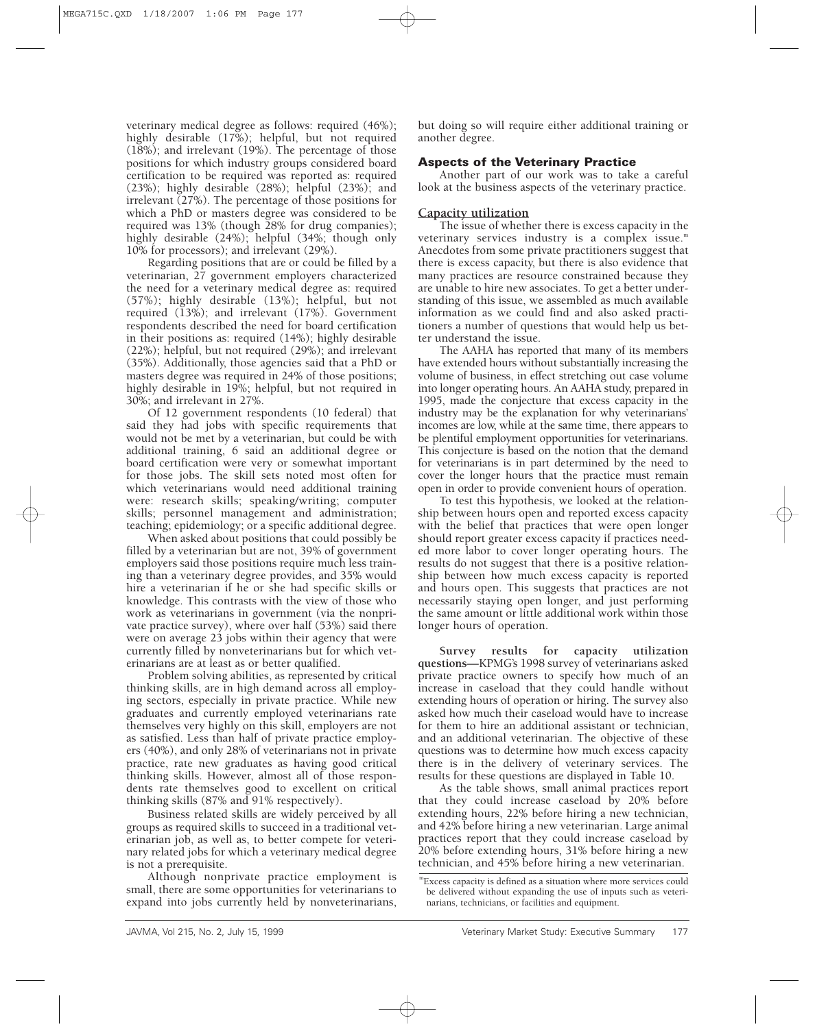veterinary medical degree as follows: required (46%); highly desirable (17%); helpful, but not required (18%); and irrelevant (19%). The percentage of those positions for which industry groups considered board certification to be required was reported as: required (23%); highly desirable (28%); helpful (23%); and irrelevant (27%). The percentage of those positions for which a PhD or masters degree was considered to be required was 13% (though 28% for drug companies); highly desirable (24%); helpful (34%; though only 10% for processors); and irrelevant (29%).

Regarding positions that are or could be filled by a veterinarian, 27 government employers characterized the need for a veterinary medical degree as: required (57%); highly desirable (13%); helpful, but not required (13%); and irrelevant (17%). Government respondents described the need for board certification in their positions as: required (14%); highly desirable (22%); helpful, but not required (29%); and irrelevant (35%). Additionally, those agencies said that a PhD or masters degree was required in 24% of those positions; highly desirable in 19%; helpful, but not required in 30%; and irrelevant in 27%.

Of 12 government respondents (10 federal) that said they had jobs with specific requirements that would not be met by a veterinarian, but could be with additional training, 6 said an additional degree or board certification were very or somewhat important for those jobs. The skill sets noted most often for which veterinarians would need additional training were: research skills; speaking/writing; computer skills; personnel management and administration; teaching; epidemiology; or a specific additional degree.

When asked about positions that could possibly be filled by a veterinarian but are not, 39% of government employers said those positions require much less training than a veterinary degree provides, and 35% would hire a veterinarian if he or she had specific skills or knowledge. This contrasts with the view of those who work as veterinarians in government (via the nonprivate practice survey), where over half (53%) said there were on average 23 jobs within their agency that were currently filled by nonveterinarians but for which veterinarians are at least as or better qualified.

Problem solving abilities, as represented by critical thinking skills, are in high demand across all employing sectors, especially in private practice. While new graduates and currently employed veterinarians rate themselves very highly on this skill, employers are not as satisfied. Less than half of private practice employers (40%), and only 28% of veterinarians not in private practice, rate new graduates as having good critical thinking skills. However, almost all of those respondents rate themselves good to excellent on critical thinking skills (87% and 91% respectively).

Business related skills are widely perceived by all groups as required skills to succeed in a traditional veterinarian job, as well as, to better compete for veterinary related jobs for which a veterinary medical degree is not a prerequisite.

Although nonprivate practice employment is small, there are some opportunities for veterinarians to expand into jobs currently held by nonveterinarians, but doing so will require either additional training or another degree.

## Aspects of the Veterinary Practice

Another part of our work was to take a careful look at the business aspects of the veterinary practice.

### Capacity utilization

The issue of whether there is excess capacity in the veterinary services industry is a complex issue.[m] Anecdotes from some private practitioners suggest that there is excess capacity, but there is also evidence that many practices are resource constrained because they are unable to hire new associates. To get a better understanding of this issue, we assembled as much available information as we could find and also asked practitioners a number of questions that would help us better understand the issue.

The AAHA has reported that many of its members have extended hours without substantially increasing the volume of business, in effect stretching out case volume into longer operating hours. An AAHA study, prepared in 1995, made the conjecture that excess capacity in the industry may be the explanation for why veterinarians' incomes are low, while at the same time, there appears to be plentiful employment opportunities for veterinarians. This conjecture is based on the notion that the demand for veterinarians is in part determined by the need to cover the longer hours that the practice must remain open in order to provide convenient hours of operation.

To test this hypothesis, we looked at the relationship between hours open and reported excess capacity with the belief that practices that were open longer should report greater excess capacity if practices needed more labor to cover longer operating hours. The results do not suggest that there is a positive relationship between how much excess capacity is reported and hours open. This suggests that practices are not necessarily staying open longer, and just performing the same amount or little additional work within those longer hours of operation.

**Survey results for capacity utilization questions**—KPMG's 1998 survey of veterinarians asked private practice owners to specify how much of an increase in caseload that they could handle without extending hours of operation or hiring. The survey also asked how much their caseload would have to increase for them to hire an additional assistant or technician, and an additional veterinarian. The objective of these questions was to determine how much excess capacity there is in the delivery of veterinary services. The results for these questions are displayed in Table 10.

As the table shows, small animal practices report that they could increase caseload by 20% before extending hours, 22% before hiring a new technician, and 42% before hiring a new veterinarian. Large animal practices report that they could increase caseload by 20% before extending hours, 31% before hiring a new technician, and 45% before hiring a new veterinarian.

[m] Excess capacity is defined as a situation where more services could be delivered without expanding the use of inputs such as veterinarians, technicians, or facilities and equipment.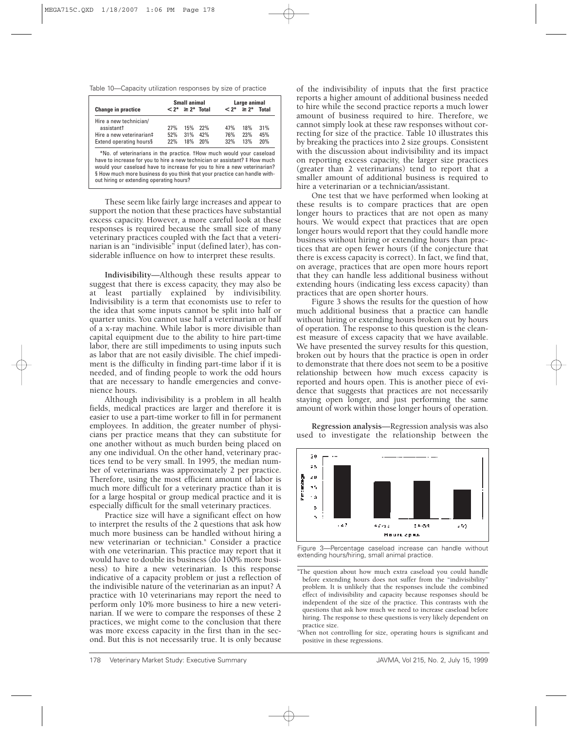Table 10—Capacity utilization responses by size of practice

| Change in practice | Small animal | | | Large animal | | |
|---|---|---|---|---|---|---|
| | < 2* | ≥ 2* | Total | < 2* | ≥ 2* | Total |
| Hire a new technician/ assistant† | 27% | 15% | 22% | 47% | 18% | 31% |
| Hire a new veterinarian‡ | 52% | 31% | 42% | 76% | 23% | 45% |
| Extend operating hours§ | 22% | 18% | 20% | 32% | 13% | 20% |

*No. of veterinarians in the practice. †How much would your caseload have to increase for you to hire a new technician or assistant? ‡ How much would your caseload have to increase for you to hire a new veterinarian? § How much more business do you think that your practice can handle without hiring or extending operating hours?

These seem like fairly large increases and appear to support the notion that these practices have substantial excess capacity. However, a more careful look at these responses is required because the small size of many veterinary practices coupled with the fact that a veterinarian is an "indivisible" input (defined later), has considerable influence on how to interpret these results.

**Indivisibility**—Although these results appear to suggest that there is excess capacity, they may also be at least partially explained by indivisibility. Indivisibility is a term that economists use to refer to the idea that some inputs cannot be split into half or quarter units. You cannot use half a veterinarian or half of a x-ray machine. While labor is more divisible than capital equipment due to the ability to hire part-time labor, there are still impediments to using inputs such as labor that are not easily divisible. The chief impediment is the difficulty in finding part-time labor if it is needed, and of finding people to work the odd hours that are necessary to handle emergencies and convenience hours.

Although indivisibility is a problem in all health fields, medical practices are larger and therefore it is easier to use a part-time worker to fill in for permanent employees. In addition, the greater number of physicians per practice means that they can substitute for one another without as much burden being placed on any one individual. On the other hand, veterinary practices tend to be very small. In 1995, the median number of veterinarians was approximately 2 per practice. Therefore, using the most efficient amount of labor is much more difficult for a veterinary practice than it is for a large hospital or group medical practice and it is especially difficult for the small veterinary practices.

Practice size will have a significant effect on how to interpret the results of the 2 questions that ask how much more business can be handled without hiring a new veterinarian or technician.[a] Consider a practice with one veterinarian. This practice may report that it would have to double its business (do 100% more business) to hire a new veterinarian. Is this response indicative of a capacity problem or just a reflection of the indivisible nature of the veterinarian as an input? A practice with 10 veterinarians may report the need to perform only 10% more business to hire a new veterinarian. If we were to compare the responses of these 2 practices, we might come to the conclusion that there was more excess capacity in the first than in the second. But this is not necessarily true. It is only because of the indivisibility of inputs that the first practice reports a higher amount of additional business needed to hire while the second practice reports a much lower amount of business required to hire. Therefore, we cannot simply look at these raw responses without correcting for size of the practice. Table 10 illustrates this by breaking the practices into 2 size groups. Consistent with the discussion about indivisibility and its impact on reporting excess capacity, the larger size practices (greater than 2 veterinarians) tend to report that a smaller amount of additional business is required to hire a veterinarian or a technician/assistant.

One test that we have performed when looking at these results is to compare practices that are open longer hours to practices that are not open as many hours. We would expect that practices that are open longer hours would report that they could handle more business without hiring or extending hours than practices that are open fewer hours (if the conjecture that there is excess capacity is correct). In fact, we find that, on average, practices that are open more hours report that they can handle less additional business without extending hours (indicating less excess capacity) than practices that are open shorter hours.

Figure 3 shows the results for the question of how much additional business that a practice can handle without hiring or extending hours broken out by hours of operation. The response to this question is the cleanest measure of excess capacity that we have available. We have presented the survey results for this question, broken out by hours that the practice is open in order to demonstrate that there does not seem to be a positive relationship between how much excess capacity is reported and hours open. This is another piece of evidence that suggests that practices are not necessarily staying open longer, and just performing the same amount of work within those longer hours of operation.

**Regression analysis**—Regression analysis was also used to investigate the relationship between the

Figure 3—Percentage caseload increase can handle without extending hours/hiring, small animal practice.

[a]The question about how much extra caseload you could handle before extending hours does not suffer from the "indivisibility" problem. It is unlikely that the responses include the combined effect of indivisibility and capacity because responses should be independent of the size of the practice. This contrasts with the questions that ask how much we need to increase caseload before hiring. The response to these questions is very likely dependent on practice size.

[c]When not controlling for size, operating hours is significant and positive in these regressions.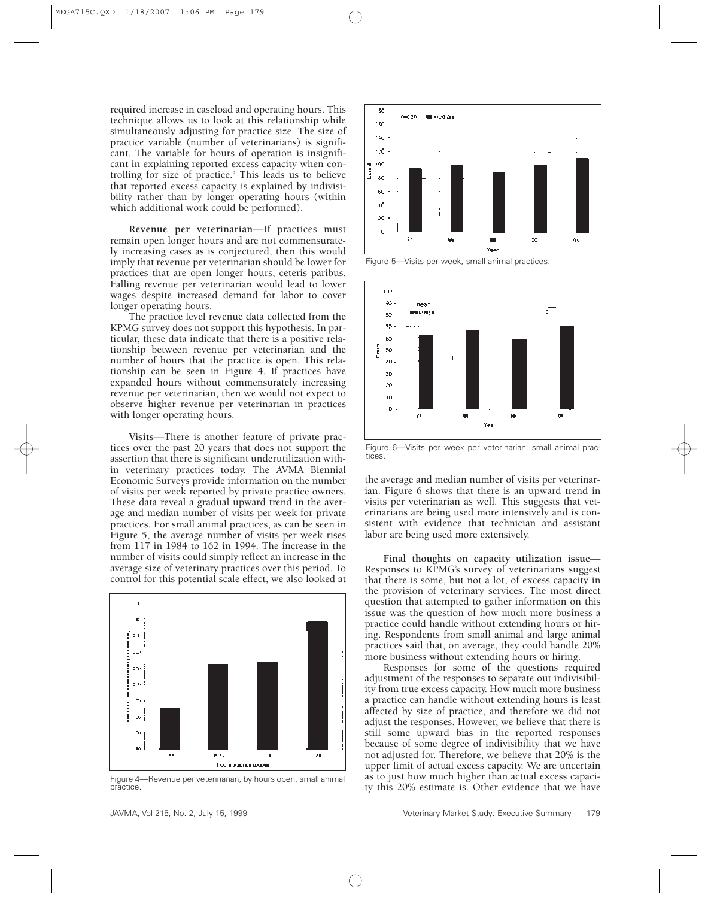required increase in caseload and operating hours. This technique allows us to look at this relationship while simultaneously adjusting for practice size. The size of practice variable (number of veterinarians) is significant. The variable for hours of operation is insignificant in explaining reported excess capacity when controlling for size of practice.[c] This leads us to believe that reported excess capacity is explained by indivisibility rather than by longer operating hours (within which additional work could be performed).

**Revenue per veterinarian—**If practices must remain open longer hours and are not commensurately increasing cases as is conjectured, then this would imply that revenue per veterinarian should be lower for practices that are open longer hours, ceteris paribus. Falling revenue per veterinarian would lead to lower wages despite increased demand for labor to cover longer operating hours.

The practice level revenue data collected from the KPMG survey does not support this hypothesis. In particular, these data indicate that there is a positive relationship between revenue per veterinarian and the number of hours that the practice is open. This relationship can be seen in Figure 4. If practices have expanded hours without commensurately increasing revenue per veterinarian, then we would not expect to observe higher revenue per veterinarian in practices with longer operating hours.

Figure 4—Revenue per veterinarian, by hours open, small animal practice.

**Visits—**There is another feature of private practices over the past 20 years that does not support the assertion that there is significant underutilization within veterinary practices today. The AVMA Biennial Economic Surveys provide information on the number of visits per week reported by private practice owners. These data reveal a gradual upward trend in the average and median number of visits per week for private practices. For small animal practices, as can be seen in Figure 5, the average number of visits per week rises from 117 in 1984 to 162 in 1994. The increase in the number of visits could simply reflect an increase in the average size of veterinary practices over this period. To control for this potential scale effect, we also looked at the average and median number of visits per veterinarian. Figure 6 shows that there is an upward trend in visits per veterinarian as well. This suggests that veterinarians are being used more intensively and is consistent with evidence that technician and assistant labor are being used more extensively.

Figure 5—Visits per week, small animal practices.

Figure 6—Visits per week per veterinarian, small animal practices.

**Final thoughts on capacity utilization issue—**Responses to KPMG's survey of veterinarians suggest that there is some, but not a lot, of excess capacity in the provision of veterinary services. The most direct question that attempted to gather information on this issue was the question of how much more business a practice could handle without extending hours or hiring. Respondents from small animal and large animal practices said that, on average, they could handle 20% more business without extending hours or hiring.

Responses for some of the questions required adjustment of the responses to separate out indivisibility from true excess capacity. How much more business a practice can handle without extending hours is least affected by size of practice, and therefore we did not adjust the responses. However, we believe that there is still some upward bias in the reported responses because of some degree of indivisibility that we have not adjusted for. Therefore, we believe that 20% is the upper limit of actual excess capacity. We are uncertain as to just how much higher than actual excess capacity this 20% estimate is. Other evidence that we have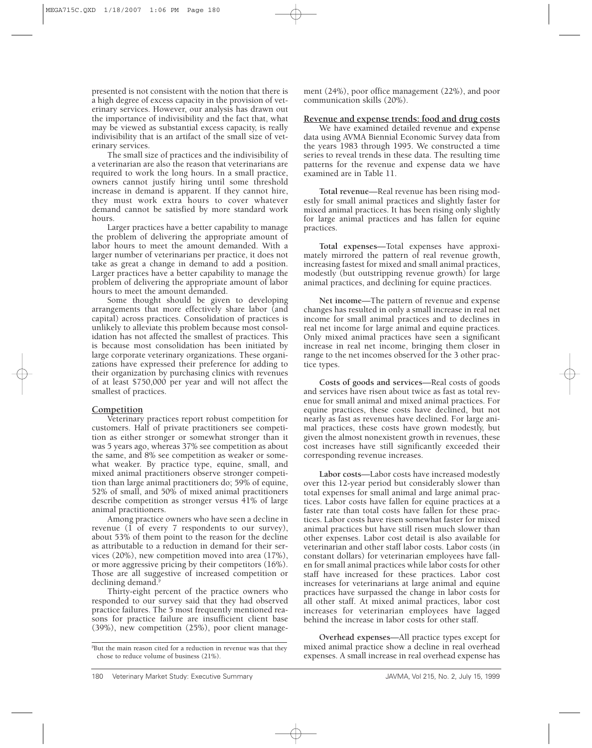presented is not consistent with the notion that there is a high degree of excess capacity in the provision of veterinary services. However, our analysis has drawn out the importance of indivisibility and the fact that, what may be viewed as substantial excess capacity, is really indivisibility that is an artifact of the small size of veterinary services.

The small size of practices and the indivisibility of a veterinarian are also the reason that veterinarians are required to work the long hours. In a small practice, owners cannot justify hiring until some threshold increase in demand is apparent. If they cannot hire, they must work extra hours to cover whatever demand cannot be satisfied by more standard work hours.

Larger practices have a better capability to manage the problem of delivering the appropriate amount of labor hours to meet the amount demanded. With a larger number of veterinarians per practice, it does not take as great a change in demand to add a position. Larger practices have a better capability to manage the problem of delivering the appropriate amount of labor hours to meet the amount demanded.

Some thought should be given to developing arrangements that more effectively share labor (and capital) across practices. Consolidation of practices is unlikely to alleviate this problem because most consolidation has not affected the smallest of practices. This is because most consolidation has been initiated by large corporate veterinary organizations. These organizations have expressed their preference for adding to their organization by purchasing clinics with revenues of at least $750,000 per year and will not affect the smallest of practices.

## Competition

Veterinary practices report robust competition for customers. Half of private practitioners see competition as either stronger or somewhat stronger than it was 5 years ago, whereas 37% see competition as about the same, and 8% see competition as weaker or somewhat weaker. By practice type, equine, small, and mixed animal practitioners observe stronger competition than large animal practitioners do; 59% of equine, 52% of small, and 50% of mixed animal practitioners describe competition as stronger versus 41% of large animal practitioners.

Among practice owners who have seen a decline in revenue (1 of every 7 respondents to our survey), about 53% of them point to the reason for the decline as attributable to a reduction in demand for their services (20%), new competition moved into area (17%), or more aggressive pricing by their competitors (16%). Those are all suggestive of increased competition or declining demand.[p]

Thirty-eight percent of the practice owners who responded to our survey said that they had observed practice failures. The 5 most frequently mentioned reasons for practice failure are insufficient client base (39%), new competition (25%), poor client management (24%), poor office management (22%), and poor communication skills (20%).

## Revenue and expense trends: food and drug costs

We have examined detailed revenue and expense data using AVMA Biennial Economic Survey data from the years 1983 through 1995. We constructed a time series to reveal trends in these data. The resulting time patterns for the revenue and expense data we have examined are in Table 11.

**Total revenue**—Real revenue has been rising modestly for small animal practices and slightly faster for mixed animal practices. It has been rising only slightly for large animal practices and has fallen for equine practices.

**Total expenses**—Total expenses have approximately mirrored the pattern of real revenue growth, increasing fastest for mixed and small animal practices, modestly (but outstripping revenue growth) for large animal practices, and declining for equine practices.

**Net income**—The pattern of revenue and expense changes has resulted in only a small increase in real net income for small animal practices and to declines in real net income for large animal and equine practices. Only mixed animal practices have seen a significant increase in real net income, bringing them closer in range to the net incomes observed for the 3 other practice types.

**Costs of goods and services**—Real costs of goods and services have risen about twice as fast as total revenue for small animal and mixed animal practices. For equine practices, these costs have declined, but not nearly as fast as revenues have declined. For large animal practices, these costs have grown modestly, but given the almost nonexistent growth in revenues, these cost increases have still significantly exceeded their corresponding revenue increases.

**Labor costs**—Labor costs have increased modestly over this 12-year period but considerably slower than total expenses for small animal and large animal practices. Labor costs have fallen for equine practices at a faster rate than total costs have fallen for these practices. Labor costs have risen somewhat faster for mixed animal practices but have still risen much slower than other expenses. Labor cost detail is also available for veterinarian and other staff labor costs. Labor costs (in constant dollars) for veterinarian employees have fallen for small animal practices while labor costs for other staff have increased for these practices. Labor cost increases for veterinarians at large animal and equine practices have surpassed the change in labor costs for all other staff. At mixed animal practices, labor cost increases for veterinarian employees have lagged behind the increase in labor costs for other staff.

**Overhead expenses**—All practice types except for mixed animal practice show a decline in real overhead expenses. A small increase in real overhead expense has

[p]But the main reason cited for a reduction in revenue was that they chose to reduce volume of business (21%).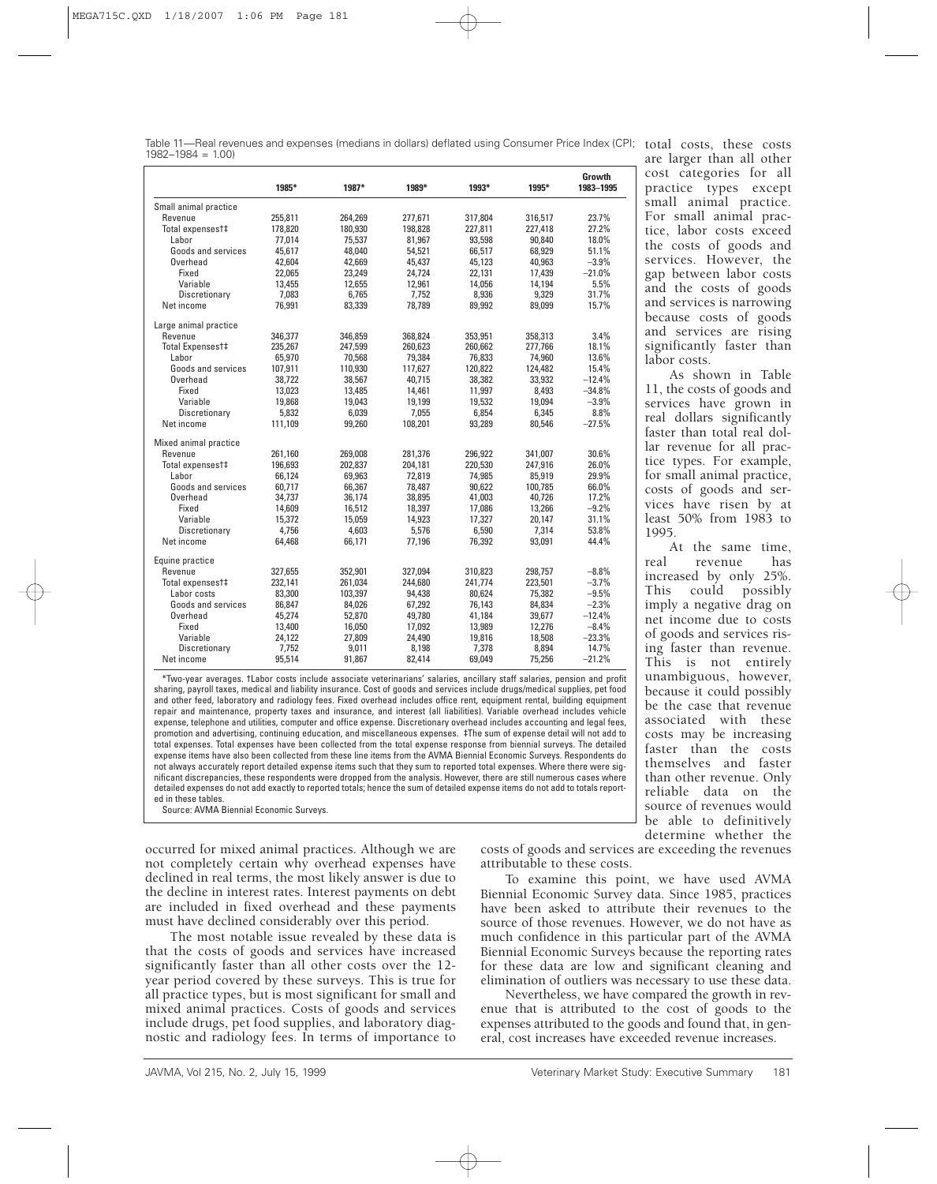Table 11—Real revenues and expenses (medians in dollars) deflated using Consumer Price Index (CPI; 1982–1984 = 1.00)

| | 1985* | 1987* | 1989* | 1993* | 1995* | Growth 1983–1995 |
|---|---|---|---|---|---|---|
| Small animal practice | | | | | | |
| Revenue | 255,811 | 264,269 | 277,671 | 317,804 | 316,517 | 23.7% |
| Total expenses†‡ | 178,820 | 180,930 | 198,828 | 227,811 | 227,418 | 27.2% |
| Labor | 77,014 | 75,537 | 81,967 | 93,598 | 90,840 | 18.0% |
| Goods and services | 45,617 | 48,040 | 54,521 | 66,517 | 68,929 | 51.1% |
| Overhead | 42,604 | 42,669 | 45,437 | 45,123 | 40,963 | −3.9% |
| Fixed | 22,065 | 23,249 | 24,724 | 22,131 | 17,439 | −21.0% |
| Variable | 13,455 | 12,655 | 12,961 | 14,056 | 14,194 | 5.5% |
| Discretionary | 7,083 | 6,765 | 7,752 | 8,936 | 9,329 | 31.7% |
| Net income | 76,991 | 83,339 | 78,789 | 89,992 | 89,099 | 15.7% |
| Large animal practice | | | | | | |
| Revenue | 346,377 | 346,859 | 368,824 | 353,951 | 358,313 | 3.4% |
| Total Expenses†‡ | 235,267 | 247,599 | 260,623 | 260,662 | 277,766 | 18.1% |
| Labor | 65,970 | 70,568 | 79,384 | 76,833 | 74,960 | 13.6% |
| Goods and services | 107,911 | 110,930 | 117,627 | 120,822 | 124,482 | 15.4% |
| Overhead | 38,722 | 38,567 | 40,715 | 38,382 | 33,932 | −12.4% |
| Fixed | 13,023 | 13,485 | 14,461 | 11,997 | 8,493 | −34.8% |
| Variable | 19,868 | 19,043 | 19,199 | 19,532 | 19,094 | −3.9% |
| Discretionary | 5,832 | 6,039 | 7,055 | 6,854 | 6,345 | 8.8% |
| Net income | 111,109 | 99,260 | 108,201 | 93,289 | 80,546 | −27.5% |
| Mixed animal practice | | | | | | |
| Revenue | 261,160 | 269,008 | 281,376 | 296,922 | 341,007 | 30.6% |
| Total expenses†‡ | 196,693 | 202,837 | 204,181 | 220,530 | 247,916 | 26.0% |
| Labor | 66,124 | 69,963 | 72,819 | 74,985 | 85,919 | 29.9% |
| Goods and services | 60,717 | 66,367 | 78,487 | 90,622 | 100,785 | 66.0% |
| Overhead | 34,737 | 36,174 | 38,895 | 41,003 | 40,726 | 17.2% |
| Fixed | 14,609 | 16,512 | 18,397 | 17,086 | 13,266 | −9.2% |
| Variable | 15,372 | 15,059 | 14,923 | 17,327 | 20,147 | 31.1% |
| Discretionary | 4,756 | 4,603 | 5,576 | 6,590 | 7,314 | 53.8% |
| Net income | 64,468 | 66,171 | 77,196 | 76,392 | 93,091 | 44.4% |
| Equine practice | | | | | | |
| Revenue | 327,655 | 352,901 | 327,094 | 310,823 | 298,757 | −8.8% |
| Total expenses†‡ | 232,141 | 261,034 | 244,680 | 241,774 | 223,501 | −3.7% |
| Labor costs | 83,300 | 103,397 | 94,438 | 80,624 | 75,382 | −9.5% |
| Goods and services | 86,847 | 84,026 | 67,292 | 76,143 | 84,834 | −2.3% |
| Overhead | 45,274 | 52,870 | 49,780 | 41,184 | 39,677 | −12.4% |
| Fixed | 13,400 | 16,050 | 17,092 | 13,989 | 12,276 | −8.4% |
| Variable | 24,122 | 27,809 | 24,490 | 19,816 | 18,508 | −23.3% |
| Discretionary | 7,752 | 9,011 | 8,198 | 7,378 | 8,894 | 14.7% |
| Net income | 95,514 | 91,867 | 82,414 | 69,049 | 75,256 | −21.2% |

*Two-year averages. †Labor costs include associate veterinarians' salaries, ancillary staff salaries, pension and profit sharing, payroll taxes, medical and liability insurance. Cost of goods and services include drugs/medical supplies, pet food and other feed, laboratory and radiology fees. Fixed overhead includes office rent, equipment rental, building equipment repair and maintenance, property taxes and insurance, and interest (all liabilities). Variable overhead includes vehicle expense, telephone and utilities, computer and office expense. Discretionary overhead includes accounting and legal fees, promotion and advertising, continuing education, and miscellaneous expenses. ‡The sum of expense detail will not add to total expenses. Total expenses have been collected from the total expense response from biennial surveys. The detailed expense items have also been collected from these line items from the AVMA Biennial Economic Surveys. Respondents do not always accurately report detailed expense items such that they sum to reported total expenses. Where there were significant discrepancies, these respondents were dropped from the analysis. However, there are still numerous cases where detailed expenses do not add exactly to reported totals; hence the sum of detailed expense items do not add to totals reported in these tables.

Source: AVMA Biennial Economic Surveys.

occurred for mixed animal practices. Although we are not completely certain why overhead expenses have declined in real terms, the most likely answer is due to the decline in interest rates. Interest payments on debt are included in fixed overhead and these payments must have declined considerably over this period.

The most notable issue revealed by these data is that the costs of goods and services have increased significantly faster than all other costs over the 12-year period covered by these surveys. This is true for all practice types, but is most significant for small and mixed animal practices. Costs of goods and services include drugs, pet food supplies, and laboratory diagnostic and radiology fees. In terms of importance to total costs, these costs are larger than all other cost categories for all practice types except small animal practice. For small animal practice, labor costs exceed the costs of goods and services. However, the gap between labor costs and the costs of goods and services is narrowing because costs of goods and services are rising significantly faster than labor costs.

As shown in Table 11, the costs of goods and services have grown in real dollars significantly faster than total real dollar revenue for all practice types. For example, for small animal practice, costs of goods and services have risen by at least 50% from 1983 to 1995.

At the same time, real revenue has increased by only 25%. This could possibly imply a negative drag on net income due to costs of goods and services rising faster than revenue. This is not entirely unambiguous, however, because it could possibly be the case that revenue associated with these costs may be increasing faster than the costs themselves and faster than other revenue. Only reliable data on the source of revenues would be able to definitively determine whether the costs of goods and services are exceeding the revenues attributable to these costs.

To examine this point, we have used AVMA Biennial Economic Survey data. Since 1985, practices have been asked to attribute their revenues to the source of those revenues. However, we do not have as much confidence in this particular part of the AVMA Biennial Economic Surveys because the reporting rates for these data are low and significant cleaning and elimination of outliers was necessary to use these data.

Nevertheless, we have compared the growth in revenue that is attributed to the cost of goods to the expenses attributed to the goods and found that, in general, cost increases have exceeded revenue increases.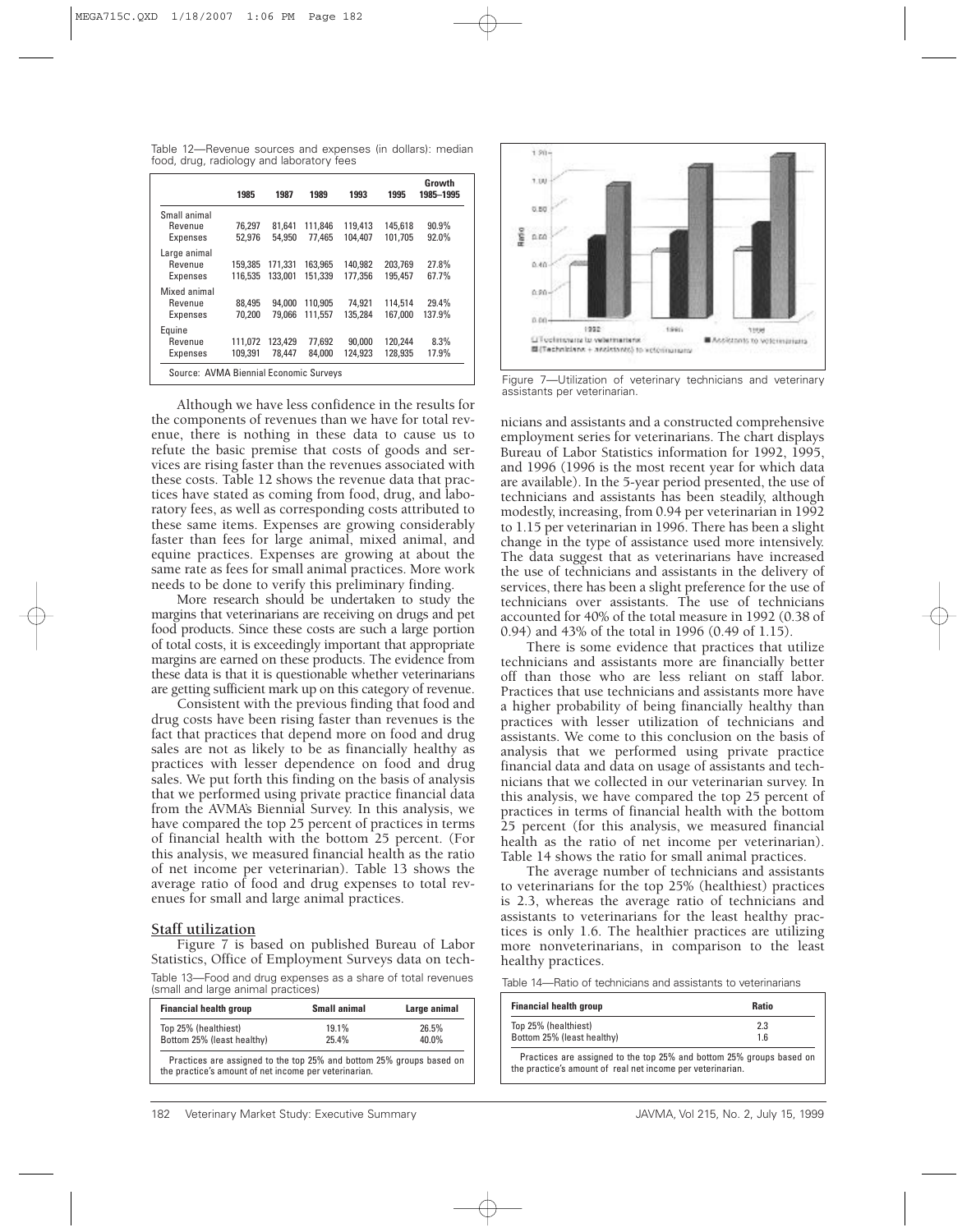Table 12—Revenue sources and expenses (in dollars): median food, drug, radiology and laboratory fees

| | 1985 | 1987 | 1989 | 1993 | 1995 | Growth 1985–1995 |
|---|---|---|---|---|---|---|
| Small animal | | | | | | |
| Revenue | 76,297 | 81,641 | 111,846 | 119,413 | 145,618 | 90.9% |
| Expenses | 52,976 | 54,950 | 77,465 | 104,407 | 101,705 | 92.0% |
| Large animal | | | | | | |
| Revenue | 159,385 | 171,331 | 163,965 | 140,982 | 203,769 | 27.8% |
| Expenses | 116,535 | 133,001 | 151,339 | 177,356 | 195,457 | 67.7% |
| Mixed animal | | | | | | |
| Revenue | 88,495 | 94,000 | 110,905 | 74,921 | 114,514 | 29.4% |
| Expenses | 70,200 | 79,066 | 111,557 | 135,284 | 167,000 | 137.9% |
| Equine | | | | | | |
| Revenue | 111,072 | 123,429 | 77,692 | 90,000 | 120,244 | 8.3% |
| Expenses | 109,391 | 78,447 | 84,000 | 124,923 | 128,935 | 17.9% |

Source: AVMA Biennial Economic Surveys

Although we have less confidence in the results for the components of revenues than we have for total revenue, there is nothing in these data to cause us to refute the basic premise that costs of goods and services are rising faster than the revenues associated with these costs. Table 12 shows the revenue data that practices have stated as coming from food, drug, and laboratory fees, as well as corresponding costs attributed to these same items. Expenses are growing considerably faster than fees for large animal, mixed animal, and equine practices. Expenses are growing at about the same rate as fees for small animal practices. More work needs to be done to verify this preliminary finding.

More research should be undertaken to study the margins that veterinarians are receiving on drugs and pet food products. Since these costs are such a large portion of total costs, it is exceedingly important that appropriate margins are earned on these products. The evidence from these data is that it is questionable whether veterinarians are getting sufficient mark up on this category of revenue.

Consistent with the previous finding that food and drug costs have been rising faster than revenues is the fact that practices that depend more on food and drug sales are not as likely to be as financially healthy as practices with lesser dependence on food and drug sales. We put forth this finding on the basis of analysis that we performed using private practice financial data from the AVMA's Biennial Survey. In this analysis, we have compared the top 25 percent of practices in terms of financial health with the bottom 25 percent. (For this analysis, we measured financial health as the ratio of net income per veterinarian). Table 13 shows the average ratio of food and drug expenses to total revenues for small and large animal practices.

## Staff utilization

Figure 7 is based on published Bureau of Labor Statistics, Office of Employment Surveys data on technicians and assistants and a constructed comprehensive employment series for veterinarians. The chart displays Bureau of Labor Statistics information for 1992, 1995, and 1996 (1996 is the most recent year for which data are available). In the 5-year period presented, the use of technicians and assistants has been steadily, although modestly, increasing, from 0.94 per veterinarian in 1992 to 1.15 per veterinarian in 1996. There has been a slight change in the type of assistance used more intensively. The data suggest that as veterinarians have increased the use of technicians and assistants in the delivery of services, there has been a slight preference for the use of technicians over assistants. The use of technicians accounted for 40% of the total measure in 1992 (0.38 of 0.94) and 43% of the total in 1996 (0.49 of 1.15).

Table 13—Food and drug expenses as a share of total revenues (small and large animal practices)

| Financial health group | Small animal | Large animal |
|---|---|---|
| Top 25% (healthiest) | 19.1% | 26.5% |
| Bottom 25% (least healthy) | 25.4% | 40.0% |

Practices are assigned to the top 25% and bottom 25% groups based on the practice's amount of net income per veterinarian.

Figure 7—Utilization of veterinary technicians and veterinary assistants per veterinarian.

There is some evidence that practices that utilize technicians and assistants more are financially better off than those who are less reliant on staff labor. Practices that use technicians and assistants more have a higher probability of being financially healthy than practices with lesser utilization of technicians and assistants. We come to this conclusion on the basis of analysis that we performed using private practice financial data and data on usage of assistants and technicians that we collected in our veterinarian survey. In this analysis, we have compared the top 25 percent of practices in terms of financial health with the bottom 25 percent (for this analysis, we measured financial health as the ratio of net income per veterinarian). Table 14 shows the ratio for small animal practices.

The average number of technicians and assistants to veterinarians for the top 25% (healthiest) practices is 2.3, whereas the average ratio of technicians and assistants to veterinarians for the least healthy practices is only 1.6. The healthier practices are utilizing more nonveterinarians, in comparison to the least healthy practices.

Table 14—Ratio of technicians and assistants to veterinarians

| Financial health group | Ratio |
|---|---|
| Top 25% (healthiest) | 2.3 |
| Bottom 25% (least healthy) | 1.6 |

Practices are assigned to the top 25% and bottom 25% groups based on the practice's amount of real net income per veterinarian.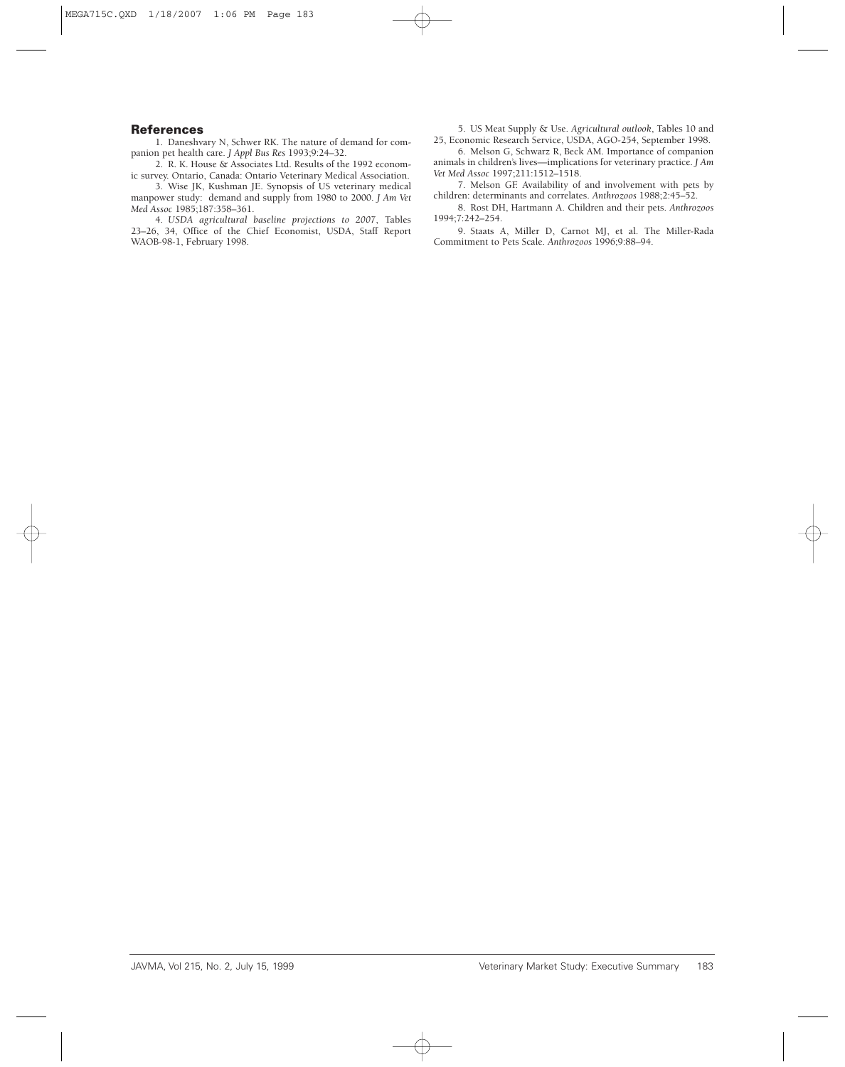## References

1. Daneshvary N, Schwer RK. The nature of demand for companion pet health care. *J Appl Bus Res* 1993;9:24–32.

2. R. K. House & Associates Ltd. Results of the 1992 economic survey. Ontario, Canada: Ontario Veterinary Medical Association.

3. Wise JK, Kushman JE. Synopsis of US veterinary medical manpower study: demand and supply from 1980 to 2000. *J Am Vet Med Assoc* 1985;187:358–361.

4. *USDA agricultural baseline projections to 2007*, Tables 23–26, 34, Office of the Chief Economist, USDA, Staff Report WAOB-98-1, February 1998.

5. US Meat Supply & Use. *Agricultural outlook*, Tables 10 and 25, Economic Research Service, USDA, AGO-254, September 1998.

6. Melson G, Schwarz R, Beck AM. Importance of companion animals in children's lives—implications for veterinary practice. *J Am Vet Med Assoc* 1997;211:1512–1518.

7. Melson GF. Availability of and involvement with pets by children: determinants and correlates. *Anthrozoos* 1988;2:45–52.

8. Rost DH, Hartmann A. Children and their pets. *Anthrozoos* 1994;7:242–254.

9. Staats A, Miller D, Carnot MJ, et al. The Miller-Rada Commitment to Pets Scale. *Anthrozoos* 1996;9:88–94.